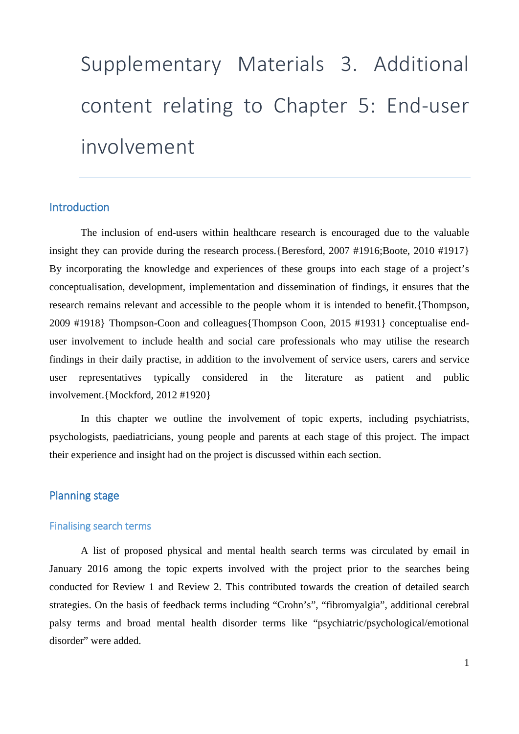# Supplementary Materials 3. Additional content relating to Chapter 5: End-user involvement

## Introduction

The inclusion of end-users within healthcare research is encouraged due to the valuable insight they can provide during the research process.{Beresford, 2007 #1916;Boote, 2010 #1917} By incorporating the knowledge and experiences of these groups into each stage of a project's conceptualisation, development, implementation and dissemination of findings, it ensures that the research remains relevant and accessible to the people whom it is intended to benefit.{Thompson, 2009 #1918} Thompson-Coon and colleagues{Thompson Coon, 2015 #1931} conceptualise end-user involvement to include health and social care professionals who may utilise the research findings in their daily practise, in addition to the involvement of service users, carers and service user representatives typically considered in the literature as patient and public involvement.{Mockford, 2012 #1920}

In this chapter we outline the involvement of topic experts, including psychiatrists, psychologists, paediatricians, young people and parents at each stage of this project. The impact their experience and insight had on the project is discussed within each section.

## Planning stage

### Finalising search terms

A list of proposed physical and mental health search terms was circulated by email in January 2016 among the topic experts involved with the project prior to the searches being conducted for Review 1 and Review 2. This contributed towards the creation of detailed search strategies. On the basis of feedback terms including "Crohn's", "fibromyalgia", additional cerebral palsy terms and broad mental health disorder terms like "psychiatric/psychological/emotional disorder" were added.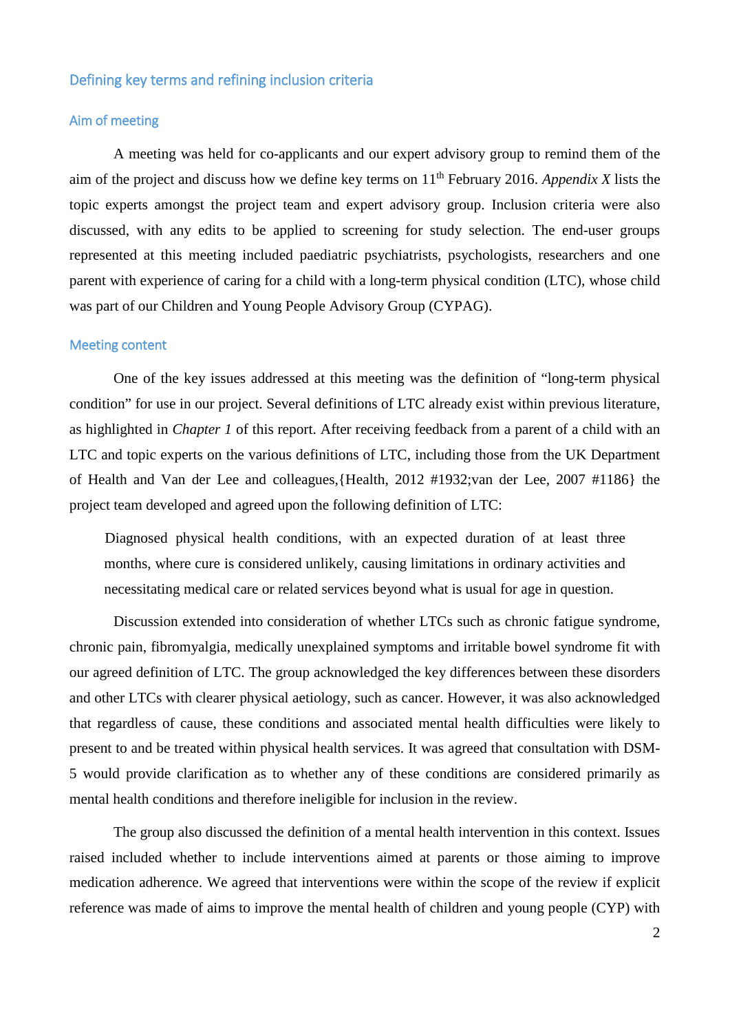## Defining key terms and refining inclusion criteria

### Aim of meeting

A meeting was held for co-applicants and our expert advisory group to remind them of the aim of the project and discuss how we define key terms on 11th February 2016. *Appendix X* lists the topic experts amongst the project team and expert advisory group. Inclusion criteria were also discussed, with any edits to be applied to screening for study selection. The end-user groups represented at this meeting included paediatric psychiatrists, psychologists, researchers and one parent with experience of caring for a child with a long-term physical condition (LTC), whose child was part of our Children and Young People Advisory Group (CYPAG).

### Meeting content

One of the key issues addressed at this meeting was the definition of "long-term physical condition" for use in our project. Several definitions of LTC already exist within previous literature, as highlighted in *Chapter 1* of this report. After receiving feedback from a parent of a child with an LTC and topic experts on the various definitions of LTC, including those from the UK Department of Health and Van der Lee and colleagues,{Health, 2012 #1932;van der Lee, 2007 #1186} the project team developed and agreed upon the following definition of LTC:

> Diagnosed physical health conditions, with an expected duration of at least three months, where cure is considered unlikely, causing limitations in ordinary activities and necessitating medical care or related services beyond what is usual for age in question.

Discussion extended into consideration of whether LTCs such as chronic fatigue syndrome, chronic pain, fibromyalgia, medically unexplained symptoms and irritable bowel syndrome fit with our agreed definition of LTC. The group acknowledged the key differences between these disorders and other LTCs with clearer physical aetiology, such as cancer. However, it was also acknowledged that regardless of cause, these conditions and associated mental health difficulties were likely to present to and be treated within physical health services. It was agreed that consultation with DSM-5 would provide clarification as to whether any of these conditions are considered primarily as mental health conditions and therefore ineligible for inclusion in the review.

The group also discussed the definition of a mental health intervention in this context. Issues raised included whether to include interventions aimed at parents or those aiming to improve medication adherence. We agreed that interventions were within the scope of the review if explicit reference was made of aims to improve the mental health of children and young people (CYP) with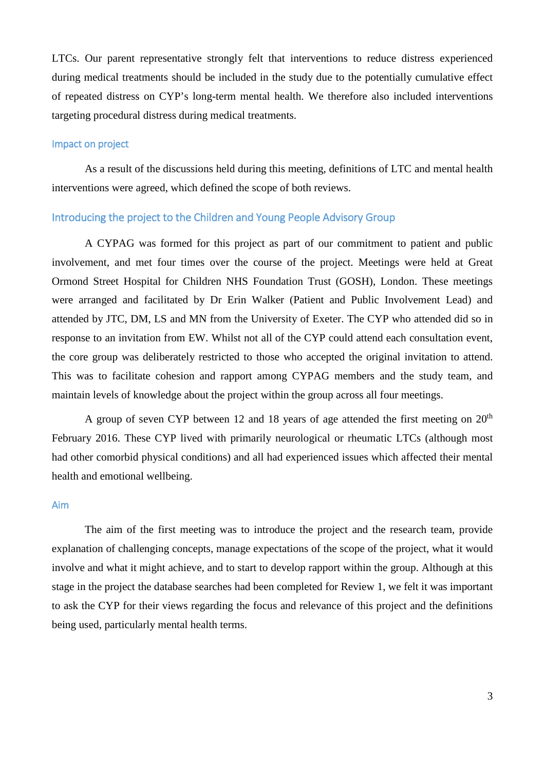LTCs. Our parent representative strongly felt that interventions to reduce distress experienced during medical treatments should be included in the study due to the potentially cumulative effect of repeated distress on CYP's long-term mental health. We therefore also included interventions targeting procedural distress during medical treatments.

### Impact on project

As a result of the discussions held during this meeting, definitions of LTC and mental health interventions were agreed, which defined the scope of both reviews.

## Introducing the project to the Children and Young People Advisory Group

A CYPAG was formed for this project as part of our commitment to patient and public involvement, and met four times over the course of the project. Meetings were held at Great Ormond Street Hospital for Children NHS Foundation Trust (GOSH), London. These meetings were arranged and facilitated by Dr Erin Walker (Patient and Public Involvement Lead) and attended by JTC, DM, LS and MN from the University of Exeter. The CYP who attended did so in response to an invitation from EW. Whilst not all of the CYP could attend each consultation event, the core group was deliberately restricted to those who accepted the original invitation to attend. This was to facilitate cohesion and rapport among CYPAG members and the study team, and maintain levels of knowledge about the project within the group across all four meetings.

A group of seven CYP between 12 and 18 years of age attended the first meeting on 20th February 2016. These CYP lived with primarily neurological or rheumatic LTCs (although most had other comorbid physical conditions) and all had experienced issues which affected their mental health and emotional wellbeing.

### Aim

The aim of the first meeting was to introduce the project and the research team, provide explanation of challenging concepts, manage expectations of the scope of the project, what it would involve and what it might achieve, and to start to develop rapport within the group. Although at this stage in the project the database searches had been completed for Review 1, we felt it was important to ask the CYP for their views regarding the focus and relevance of this project and the definitions being used, particularly mental health terms.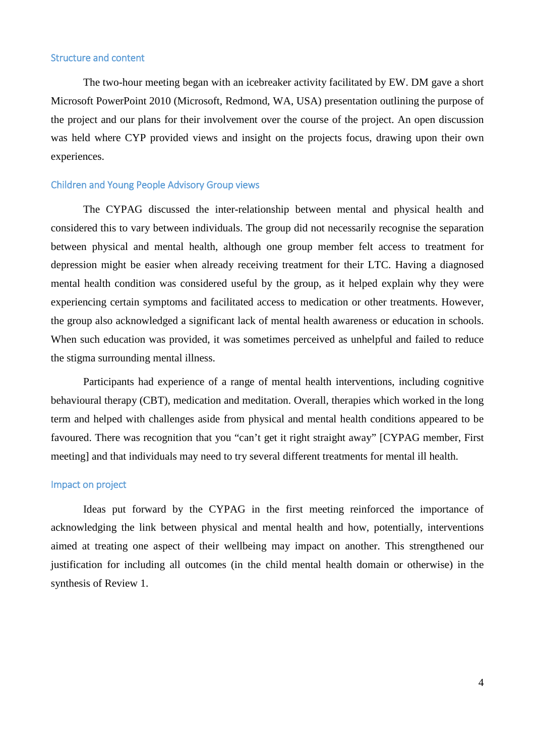### Structure and content

The two-hour meeting began with an icebreaker activity facilitated by EW. DM gave a short Microsoft PowerPoint 2010 (Microsoft, Redmond, WA, USA) presentation outlining the purpose of the project and our plans for their involvement over the course of the project. An open discussion was held where CYP provided views and insight on the projects focus, drawing upon their own experiences.

### Children and Young People Advisory Group views

The CYPAG discussed the inter-relationship between mental and physical health and considered this to vary between individuals. The group did not necessarily recognise the separation between physical and mental health, although one group member felt access to treatment for depression might be easier when already receiving treatment for their LTC. Having a diagnosed mental health condition was considered useful by the group, as it helped explain why they were experiencing certain symptoms and facilitated access to medication or other treatments. However, the group also acknowledged a significant lack of mental health awareness or education in schools. When such education was provided, it was sometimes perceived as unhelpful and failed to reduce the stigma surrounding mental illness.

Participants had experience of a range of mental health interventions, including cognitive behavioural therapy (CBT), medication and meditation. Overall, therapies which worked in the long term and helped with challenges aside from physical and mental health conditions appeared to be favoured. There was recognition that you "can't get it right straight away" [CYPAG member, First meeting] and that individuals may need to try several different treatments for mental ill health.

### Impact on project

Ideas put forward by the CYPAG in the first meeting reinforced the importance of acknowledging the link between physical and mental health and how, potentially, interventions aimed at treating one aspect of their wellbeing may impact on another. This strengthened our justification for including all outcomes (in the child mental health domain or otherwise) in the synthesis of Review 1.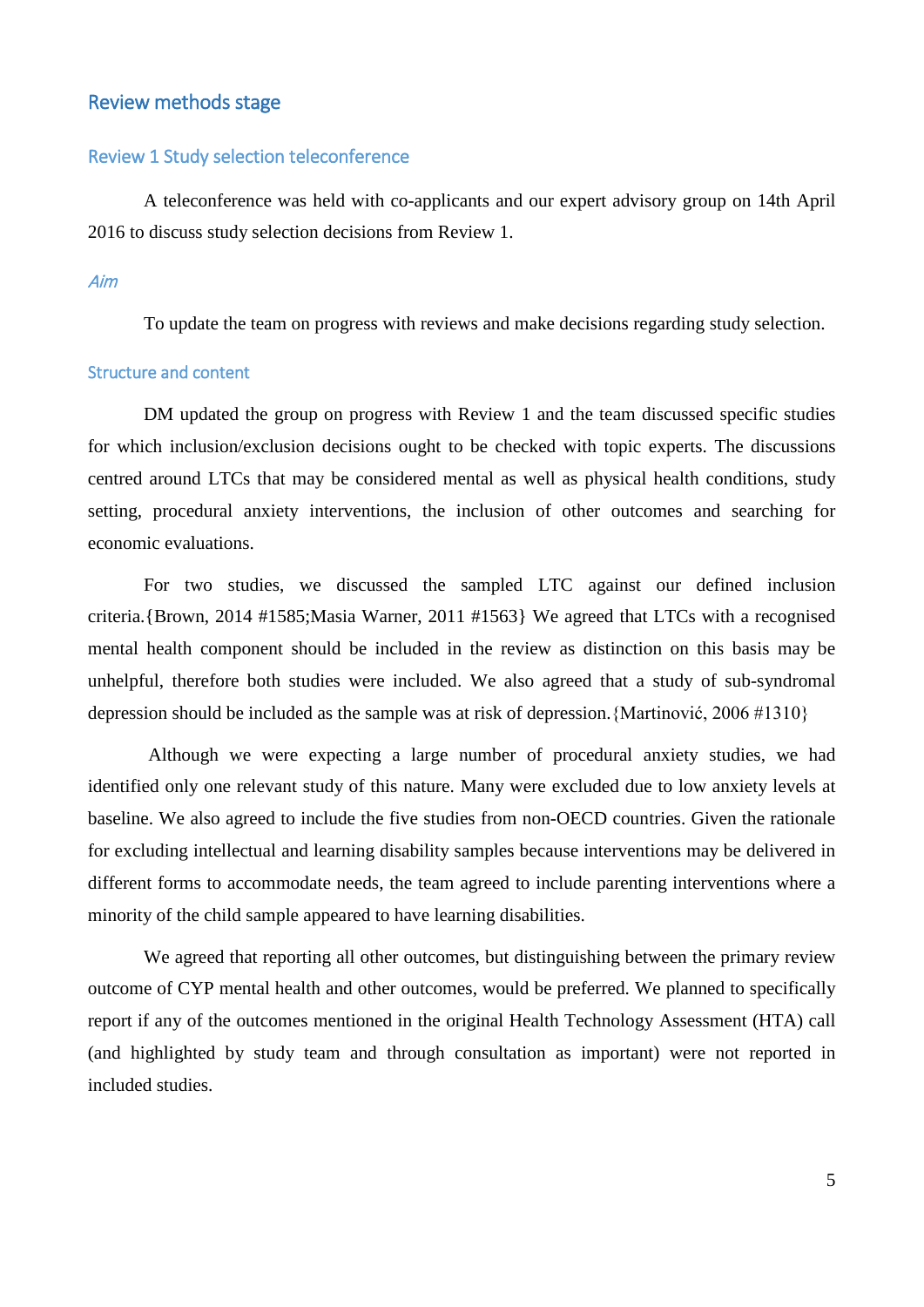## Review methods stage

### Review 1 Study selection teleconference

A teleconference was held with co-applicants and our expert advisory group on 14th April 2016 to discuss study selection decisions from Review 1.

#### *Aim*

To update the team on progress with reviews and make decisions regarding study selection.

#### Structure and content

DM updated the group on progress with Review 1 and the team discussed specific studies for which inclusion/exclusion decisions ought to be checked with topic experts. The discussions centred around LTCs that may be considered mental as well as physical health conditions, study setting, procedural anxiety interventions, the inclusion of other outcomes and searching for economic evaluations.

For two studies, we discussed the sampled LTC against our defined inclusion criteria.{Brown, 2014 #1585;Masia Warner, 2011 #1563} We agreed that LTCs with a recognised mental health component should be included in the review as distinction on this basis may be unhelpful, therefore both studies were included. We also agreed that a study of sub-syndromal depression should be included as the sample was at risk of depression.{Martinović, 2006 #1310}

Although we were expecting a large number of procedural anxiety studies, we had identified only one relevant study of this nature. Many were excluded due to low anxiety levels at baseline. We also agreed to include the five studies from non-OECD countries. Given the rationale for excluding intellectual and learning disability samples because interventions may be delivered in different forms to accommodate needs, the team agreed to include parenting interventions where a minority of the child sample appeared to have learning disabilities.

We agreed that reporting all other outcomes, but distinguishing between the primary review outcome of CYP mental health and other outcomes, would be preferred. We planned to specifically report if any of the outcomes mentioned in the original Health Technology Assessment (HTA) call (and highlighted by study team and through consultation as important) were not reported in included studies.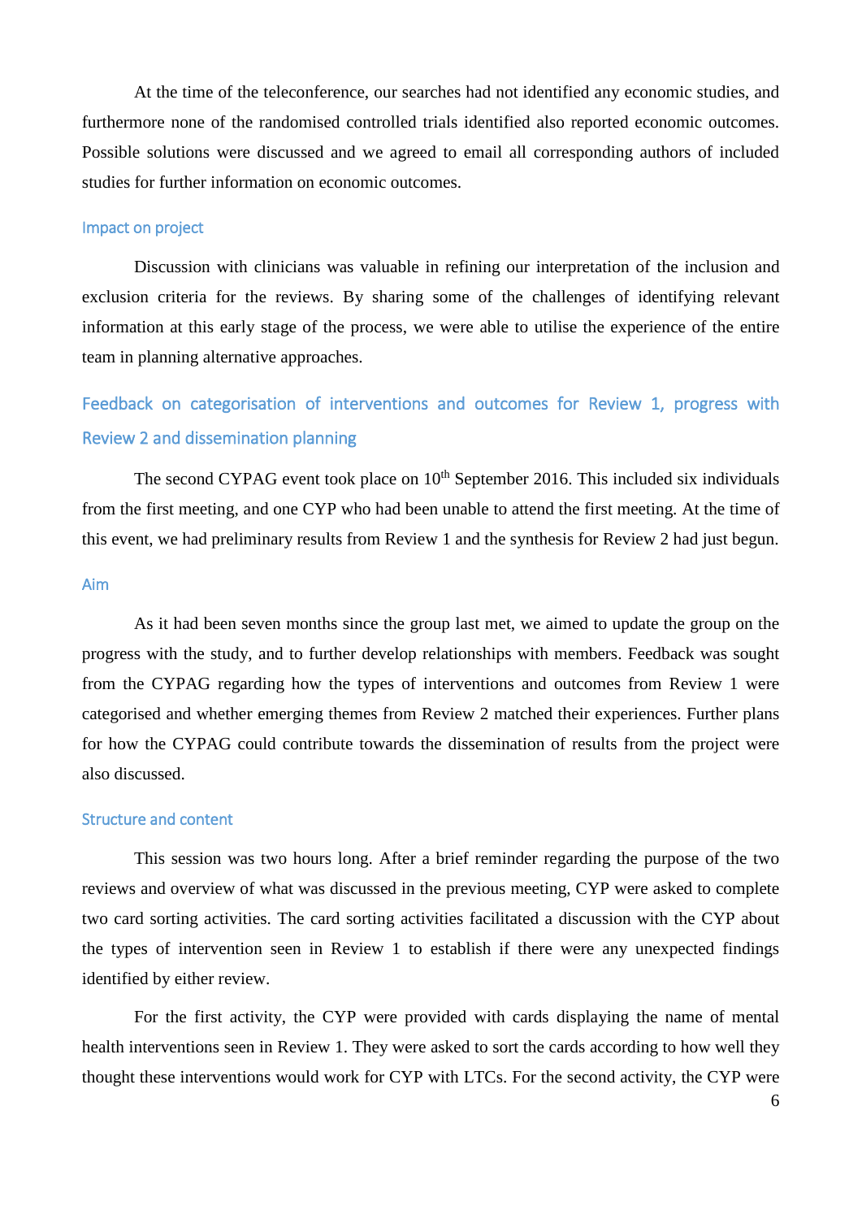At the time of the teleconference, our searches had not identified any economic studies, and furthermore none of the randomised controlled trials identified also reported economic outcomes. Possible solutions were discussed and we agreed to email all corresponding authors of included studies for further information on economic outcomes.

### Impact on project

Discussion with clinicians was valuable in refining our interpretation of the inclusion and exclusion criteria for the reviews. By sharing some of the challenges of identifying relevant information at this early stage of the process, we were able to utilise the experience of the entire team in planning alternative approaches.

## Feedback on categorisation of interventions and outcomes for Review 1, progress with Review 2 and dissemination planning

The second CYPAG event took place on 10th September 2016. This included six individuals from the first meeting, and one CYP who had been unable to attend the first meeting. At the time of this event, we had preliminary results from Review 1 and the synthesis for Review 2 had just begun.

### Aim

As it had been seven months since the group last met, we aimed to update the group on the progress with the study, and to further develop relationships with members. Feedback was sought from the CYPAG regarding how the types of interventions and outcomes from Review 1 were categorised and whether emerging themes from Review 2 matched their experiences. Further plans for how the CYPAG could contribute towards the dissemination of results from the project were also discussed.

### Structure and content

This session was two hours long. After a brief reminder regarding the purpose of the two reviews and overview of what was discussed in the previous meeting, CYP were asked to complete two card sorting activities. The card sorting activities facilitated a discussion with the CYP about the types of intervention seen in Review 1 to establish if there were any unexpected findings identified by either review.

For the first activity, the CYP were provided with cards displaying the name of mental health interventions seen in Review 1. They were asked to sort the cards according to how well they thought these interventions would work for CYP with LTCs. For the second activity, the CYP were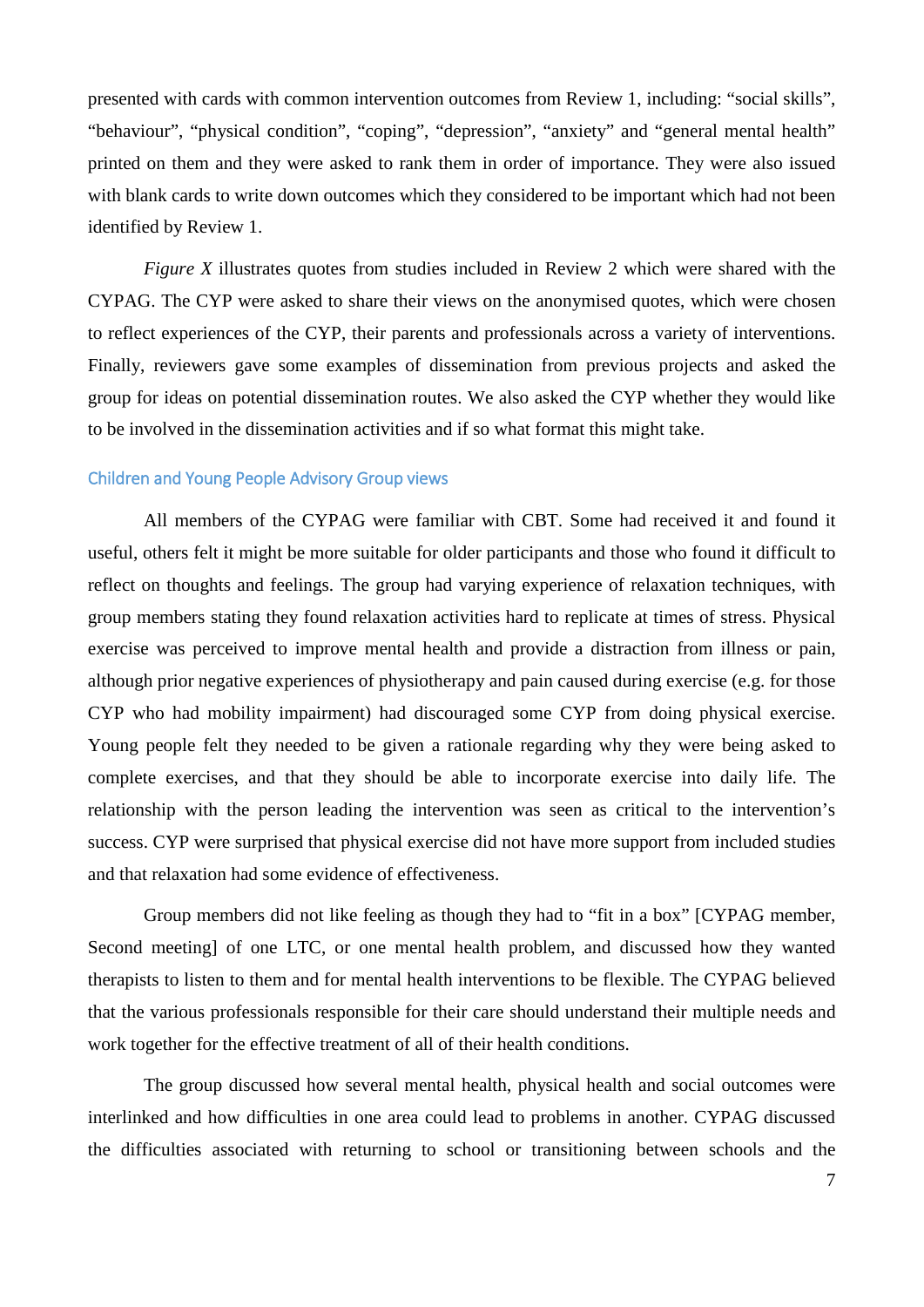presented with cards with common intervention outcomes from Review 1, including: “social skills”, “behaviour”, “physical condition”, “coping”, “depression”, “anxiety” and “general mental health” printed on them and they were asked to rank them in order of importance. They were also issued with blank cards to write down outcomes which they considered to be important which had not been identified by Review 1.

*Figure X* illustrates quotes from studies included in Review 2 which were shared with the CYPAG. The CYP were asked to share their views on the anonymised quotes, which were chosen to reflect experiences of the CYP, their parents and professionals across a variety of interventions. Finally, reviewers gave some examples of dissemination from previous projects and asked the group for ideas on potential dissemination routes. We also asked the CYP whether they would like to be involved in the dissemination activities and if so what format this might take.

### Children and Young People Advisory Group views

All members of the CYPAG were familiar with CBT. Some had received it and found it useful, others felt it might be more suitable for older participants and those who found it difficult to reflect on thoughts and feelings. The group had varying experience of relaxation techniques, with group members stating they found relaxation activities hard to replicate at times of stress. Physical exercise was perceived to improve mental health and provide a distraction from illness or pain, although prior negative experiences of physiotherapy and pain caused during exercise (e.g. for those CYP who had mobility impairment) had discouraged some CYP from doing physical exercise. Young people felt they needed to be given a rationale regarding why they were being asked to complete exercises, and that they should be able to incorporate exercise into daily life. The relationship with the person leading the intervention was seen as critical to the intervention’s success. CYP were surprised that physical exercise did not have more support from included studies and that relaxation had some evidence of effectiveness.

Group members did not like feeling as though they had to “fit in a box” [CYPAG member, Second meeting] of one LTC, or one mental health problem, and discussed how they wanted therapists to listen to them and for mental health interventions to be flexible. The CYPAG believed that the various professionals responsible for their care should understand their multiple needs and work together for the effective treatment of all of their health conditions.

The group discussed how several mental health, physical health and social outcomes were interlinked and how difficulties in one area could lead to problems in another. CYPAG discussed the difficulties associated with returning to school or transitioning between schools and the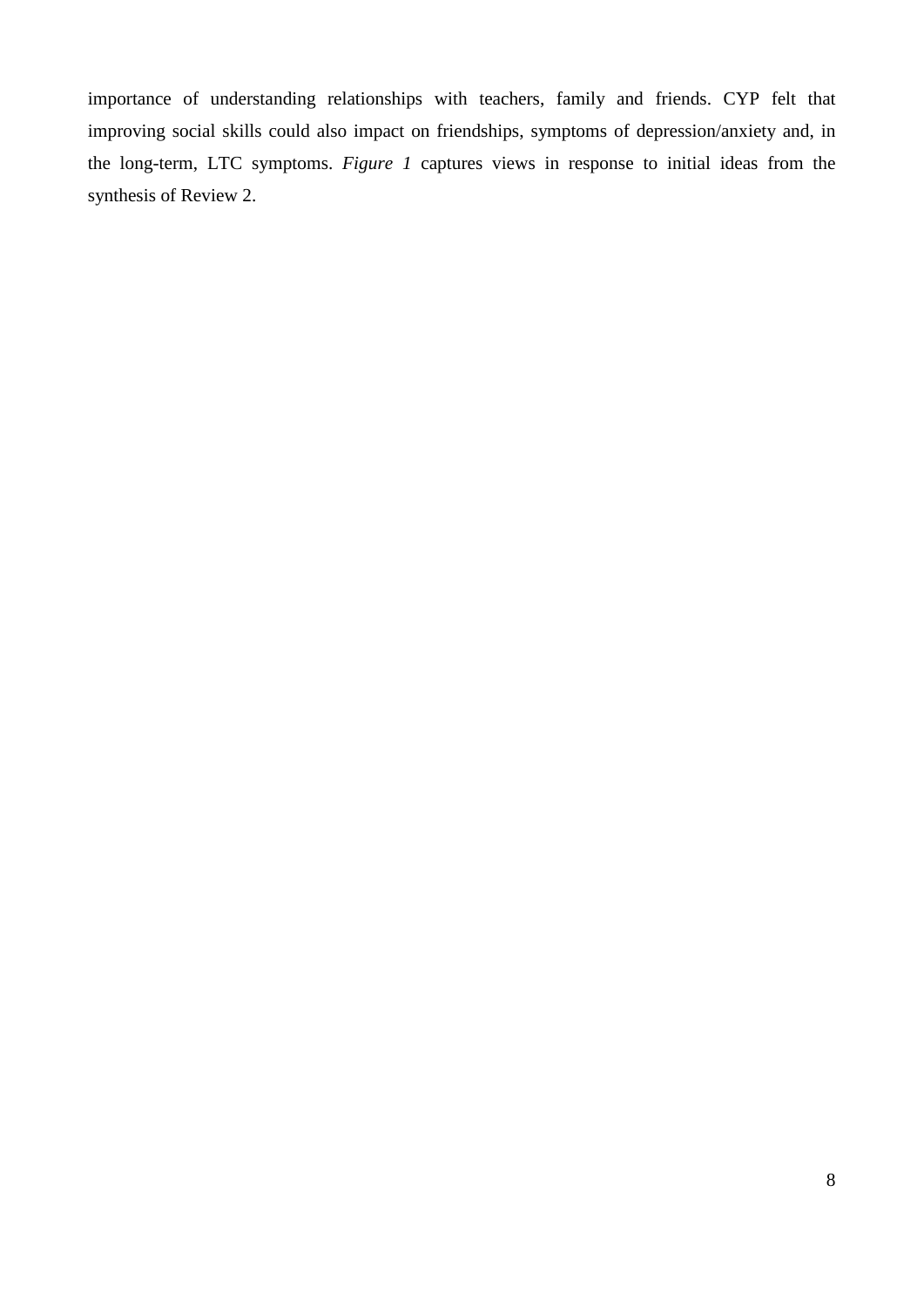importance of understanding relationships with teachers, family and friends. CYP felt that improving social skills could also impact on friendships, symptoms of depression/anxiety and, in the long-term, LTC symptoms. *Figure 1* captures views in response to initial ideas from the synthesis of Review 2.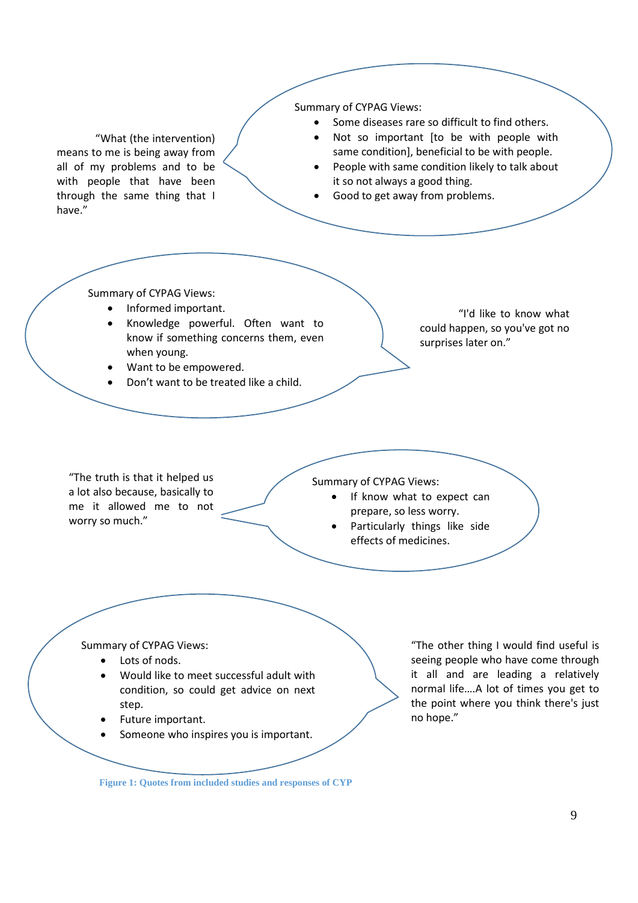"What (the intervention) means to me is being away from all of my problems and to be with people that have been through the same thing that I have."

Summary of CYPAG Views:

- Some diseases rare so difficult to find others.
- Not so important [to be with people with same condition], beneficial to be with people.
- People with same condition likely to talk about it so not always a good thing.
- Good to get away from problems.

Summary of CYPAG Views:

- Informed important.
- Knowledge powerful. Often want to know if something concerns them, even when young.
- Want to be empowered.
- Don't want to be treated like a child.

"I'd like to know what could happen, so you've got no surprises later on."

"The truth is that it helped us a lot also because, basically to me it allowed me to not worry so much."

Summary of CYPAG Views:

- If know what to expect can prepare, so less worry.
- Particularly things like side effects of medicines.

Summary of CYPAG Views:

- Lots of nods.
- Would like to meet successful adult with condition, so could get advice on next step.
- Future important.
- Someone who inspires you is important.

"The other thing I would find useful is seeing people who have come through it all and are leading a relatively normal life….A lot of times you get to the point where you think there's just no hope."

**Figure 1: Quotes from included studies and responses of CYP**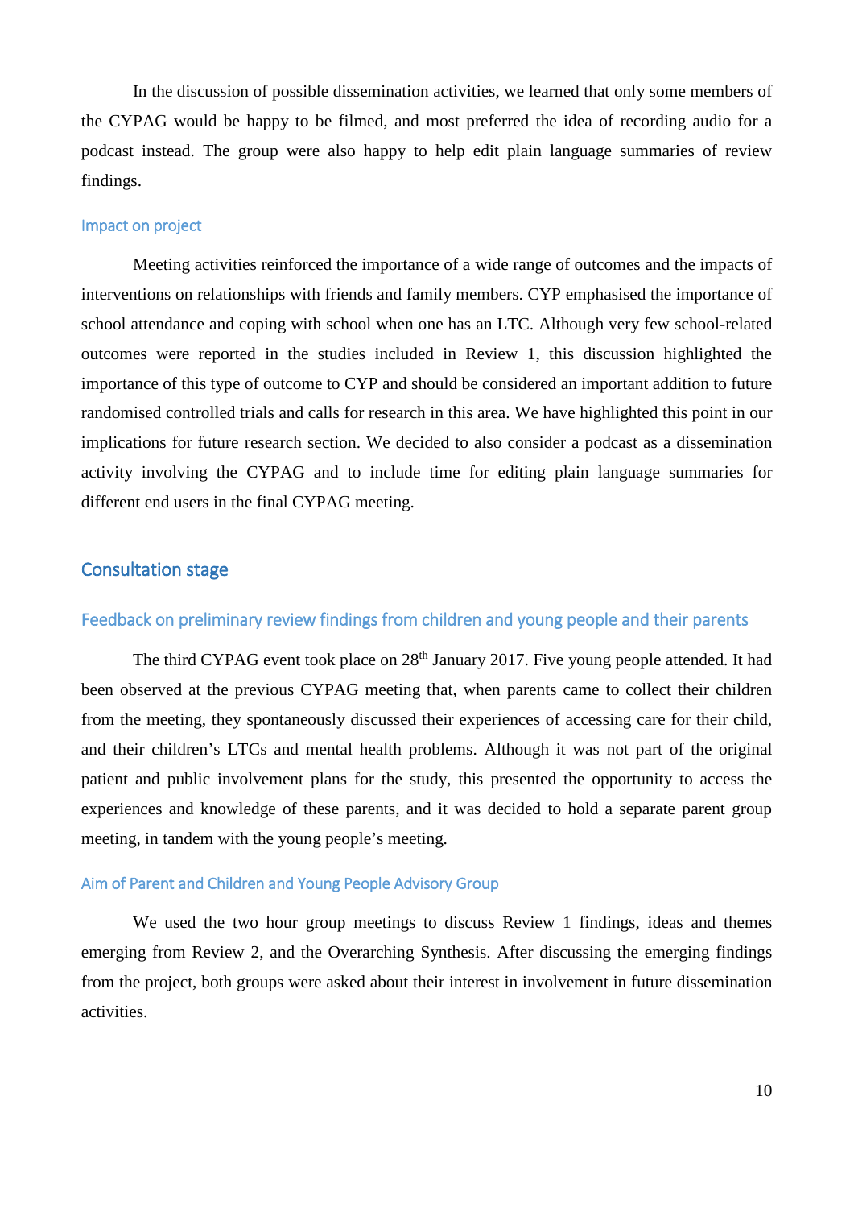In the discussion of possible dissemination activities, we learned that only some members of the CYPAG would be happy to be filmed, and most preferred the idea of recording audio for a podcast instead. The group were also happy to help edit plain language summaries of review findings.

### Impact on project

Meeting activities reinforced the importance of a wide range of outcomes and the impacts of interventions on relationships with friends and family members. CYP emphasised the importance of school attendance and coping with school when one has an LTC. Although very few school-related outcomes were reported in the studies included in Review 1, this discussion highlighted the importance of this type of outcome to CYP and should be considered an important addition to future randomised controlled trials and calls for research in this area. We have highlighted this point in our implications for future research section. We decided to also consider a podcast as a dissemination activity involving the CYPAG and to include time for editing plain language summaries for different end users in the final CYPAG meeting.

## Consultation stage

### Feedback on preliminary review findings from children and young people and their parents

The third CYPAG event took place on 28th January 2017. Five young people attended. It had been observed at the previous CYPAG meeting that, when parents came to collect their children from the meeting, they spontaneously discussed their experiences of accessing care for their child, and their children's LTCs and mental health problems. Although it was not part of the original patient and public involvement plans for the study, this presented the opportunity to access the experiences and knowledge of these parents, and it was decided to hold a separate parent group meeting, in tandem with the young people's meeting.

#### Aim of Parent and Children and Young People Advisory Group

We used the two hour group meetings to discuss Review 1 findings, ideas and themes emerging from Review 2, and the Overarching Synthesis. After discussing the emerging findings from the project, both groups were asked about their interest in involvement in future dissemination activities.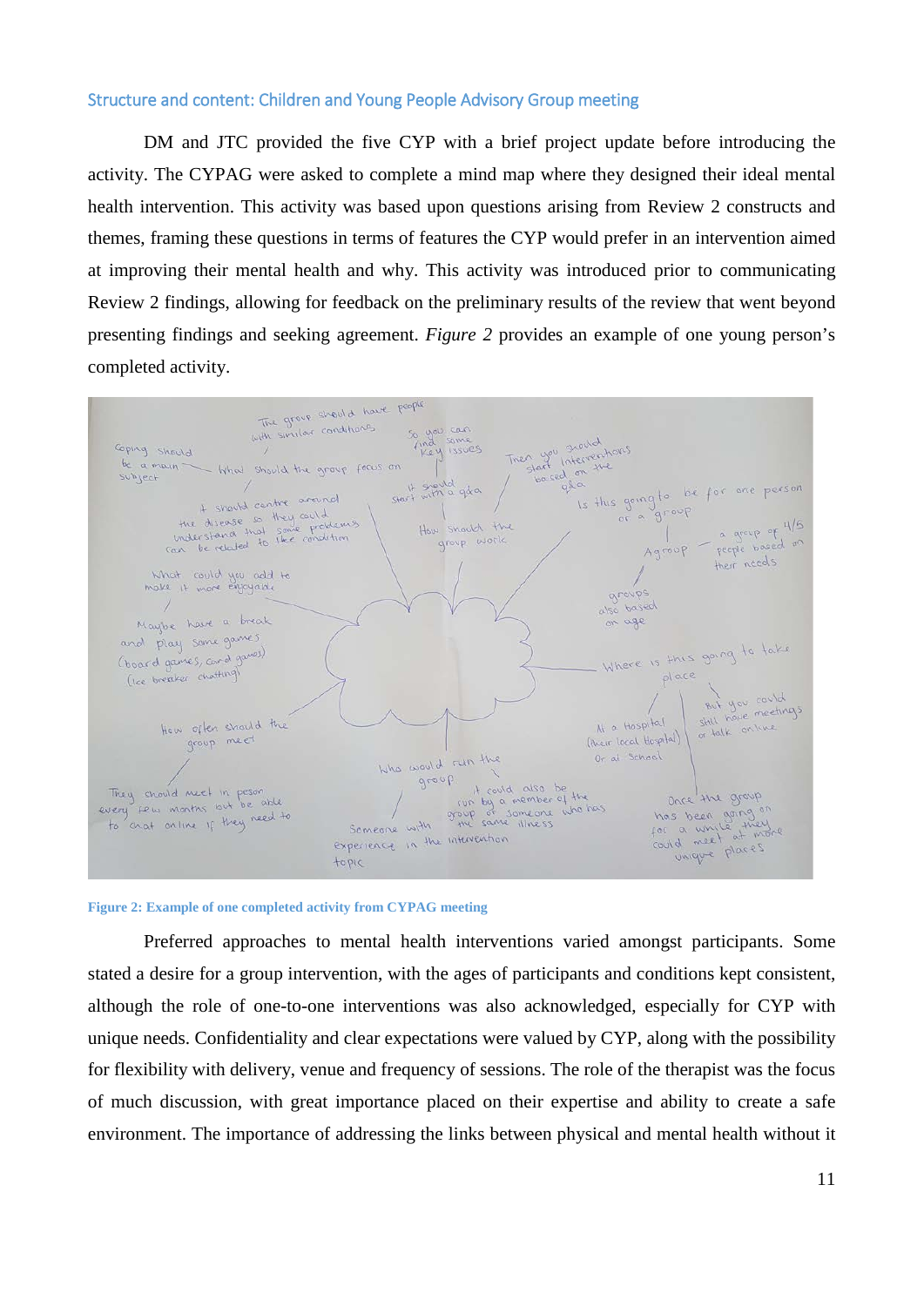### Structure and content: Children and Young People Advisory Group meeting

DM and JTC provided the five CYP with a brief project update before introducing the activity. The CYPAG were asked to complete a mind map where they designed their ideal mental health intervention. This activity was based upon questions arising from Review 2 constructs and themes, framing these questions in terms of features the CYP would prefer in an intervention aimed at improving their mental health and why. This activity was introduced prior to communicating Review 2 findings, allowing for feedback on the preliminary results of the review that went beyond presenting findings and seeking agreement. *Figure 2* provides an example of one young person's completed activity.

**Figure 2: Example of one completed activity from CYPAG meeting**

Preferred approaches to mental health interventions varied amongst participants. Some stated a desire for a group intervention, with the ages of participants and conditions kept consistent, although the role of one-to-one interventions was also acknowledged, especially for CYP with unique needs. Confidentiality and clear expectations were valued by CYP, along with the possibility for flexibility with delivery, venue and frequency of sessions. The role of the therapist was the focus of much discussion, with great importance placed on their expertise and ability to create a safe environment. The importance of addressing the links between physical and mental health without it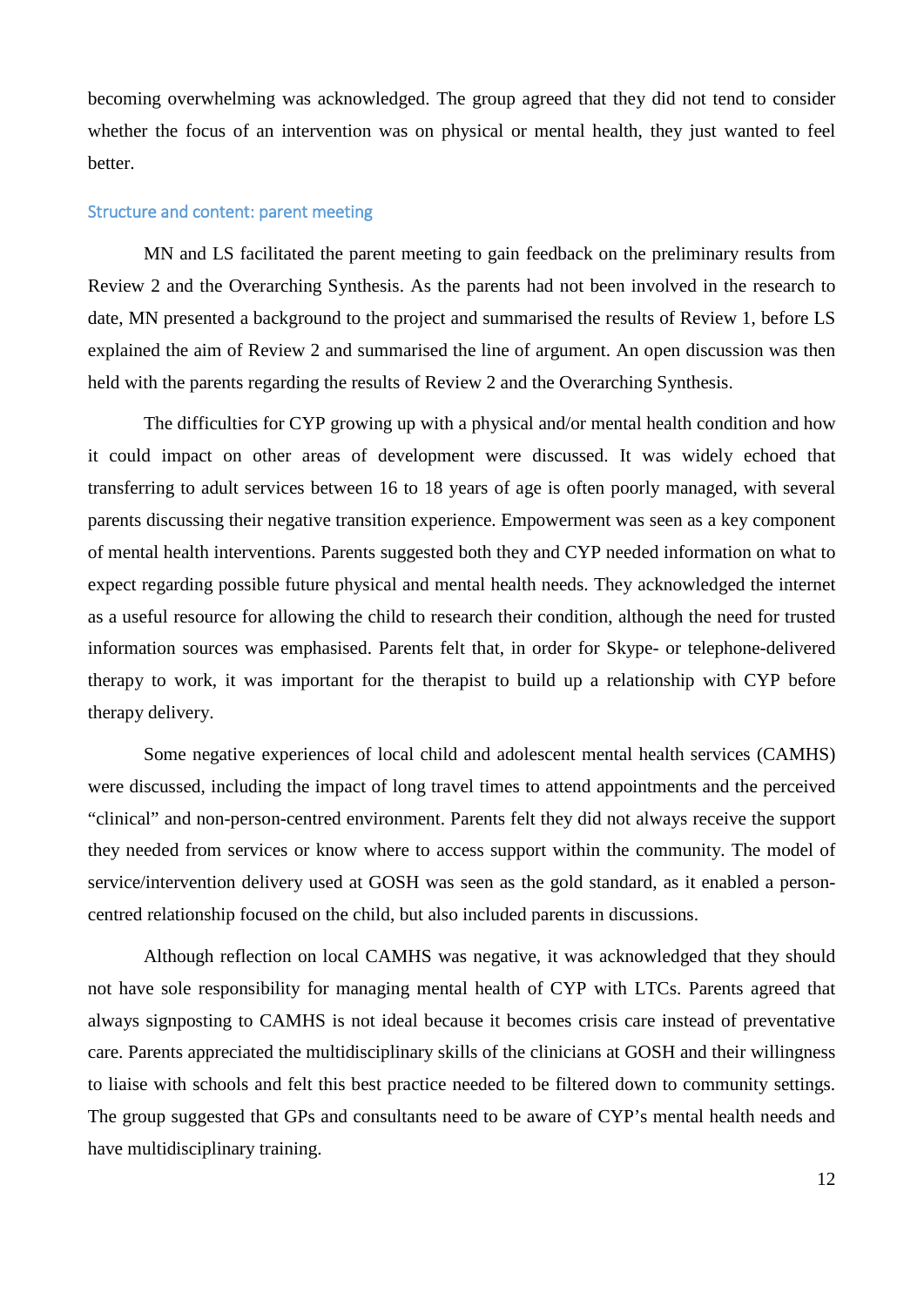becoming overwhelming was acknowledged. The group agreed that they did not tend to consider whether the focus of an intervention was on physical or mental health, they just wanted to feel better.

### Structure and content: parent meeting

MN and LS facilitated the parent meeting to gain feedback on the preliminary results from Review 2 and the Overarching Synthesis. As the parents had not been involved in the research to date, MN presented a background to the project and summarised the results of Review 1, before LS explained the aim of Review 2 and summarised the line of argument. An open discussion was then held with the parents regarding the results of Review 2 and the Overarching Synthesis.

The difficulties for CYP growing up with a physical and/or mental health condition and how it could impact on other areas of development were discussed. It was widely echoed that transferring to adult services between 16 to 18 years of age is often poorly managed, with several parents discussing their negative transition experience. Empowerment was seen as a key component of mental health interventions. Parents suggested both they and CYP needed information on what to expect regarding possible future physical and mental health needs. They acknowledged the internet as a useful resource for allowing the child to research their condition, although the need for trusted information sources was emphasised. Parents felt that, in order for Skype- or telephone-delivered therapy to work, it was important for the therapist to build up a relationship with CYP before therapy delivery.

Some negative experiences of local child and adolescent mental health services (CAMHS) were discussed, including the impact of long travel times to attend appointments and the perceived "clinical" and non-person-centred environment. Parents felt they did not always receive the support they needed from services or know where to access support within the community. The model of service/intervention delivery used at GOSH was seen as the gold standard, as it enabled a person-centred relationship focused on the child, but also included parents in discussions.

Although reflection on local CAMHS was negative, it was acknowledged that they should not have sole responsibility for managing mental health of CYP with LTCs. Parents agreed that always signposting to CAMHS is not ideal because it becomes crisis care instead of preventative care. Parents appreciated the multidisciplinary skills of the clinicians at GOSH and their willingness to liaise with schools and felt this best practice needed to be filtered down to community settings. The group suggested that GPs and consultants need to be aware of CYP's mental health needs and have multidisciplinary training.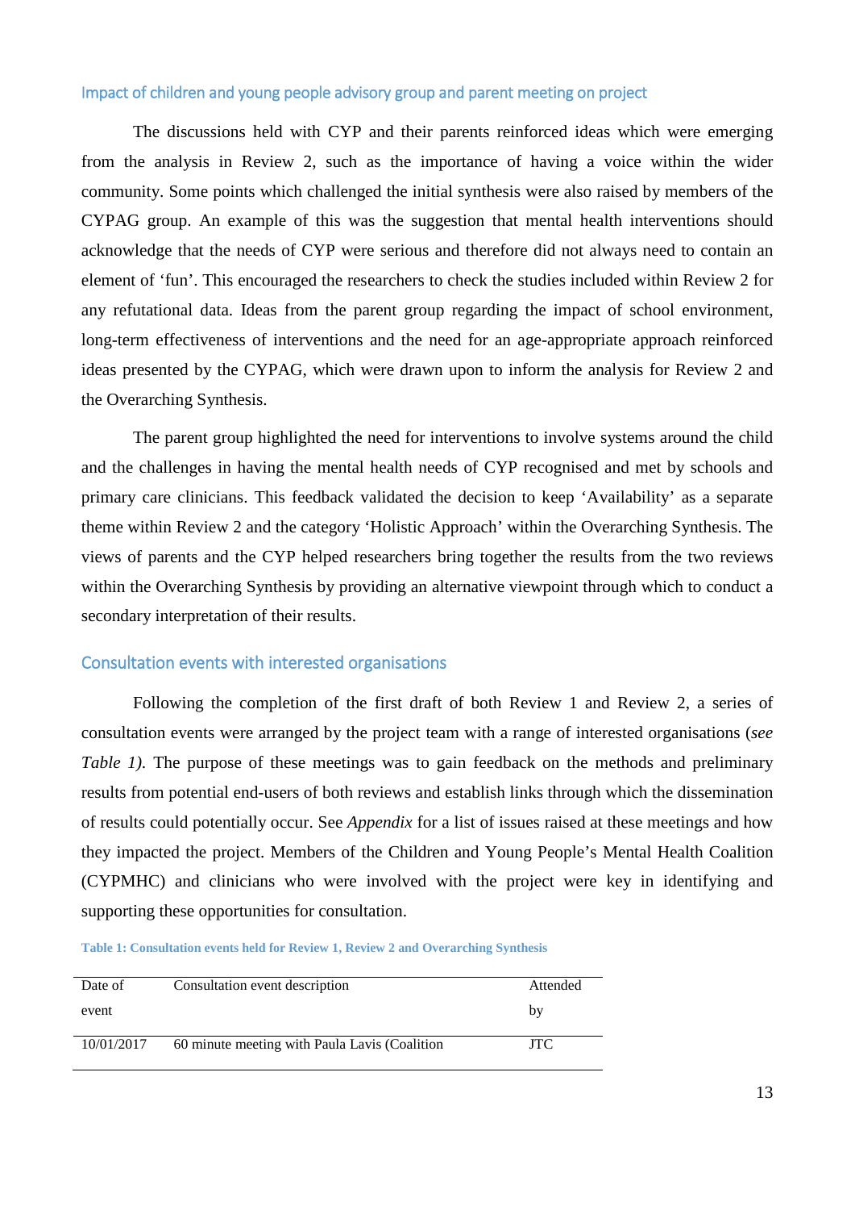## Impact of children and young people advisory group and parent meeting on project

The discussions held with CYP and their parents reinforced ideas which were emerging from the analysis in Review 2, such as the importance of having a voice within the wider community. Some points which challenged the initial synthesis were also raised by members of the CYPAG group. An example of this was the suggestion that mental health interventions should acknowledge that the needs of CYP were serious and therefore did not always need to contain an element of 'fun'. This encouraged the researchers to check the studies included within Review 2 for any refutational data. Ideas from the parent group regarding the impact of school environment, long-term effectiveness of interventions and the need for an age-appropriate approach reinforced ideas presented by the CYPAG, which were drawn upon to inform the analysis for Review 2 and the Overarching Synthesis.

The parent group highlighted the need for interventions to involve systems around the child and the challenges in having the mental health needs of CYP recognised and met by schools and primary care clinicians. This feedback validated the decision to keep 'Availability' as a separate theme within Review 2 and the category 'Holistic Approach' within the Overarching Synthesis. The views of parents and the CYP helped researchers bring together the results from the two reviews within the Overarching Synthesis by providing an alternative viewpoint through which to conduct a secondary interpretation of their results.

## Consultation events with interested organisations

Following the completion of the first draft of both Review 1 and Review 2, a series of consultation events were arranged by the project team with a range of interested organisations (*see Table 1).* The purpose of these meetings was to gain feedback on the methods and preliminary results from potential end-users of both reviews and establish links through which the dissemination of results could potentially occur. See *Appendix* for a list of issues raised at these meetings and how they impacted the project. Members of the Children and Young People's Mental Health Coalition (CYPMHC) and clinicians who were involved with the project were key in identifying and supporting these opportunities for consultation.

**Table 1: Consultation events held for Review 1, Review 2 and Overarching Synthesis**

| Date of event | Consultation event description | Attended by |
|---|---|---|
| 10/01/2017 | 60 minute meeting with Paula Lavis (Coalition | JTC |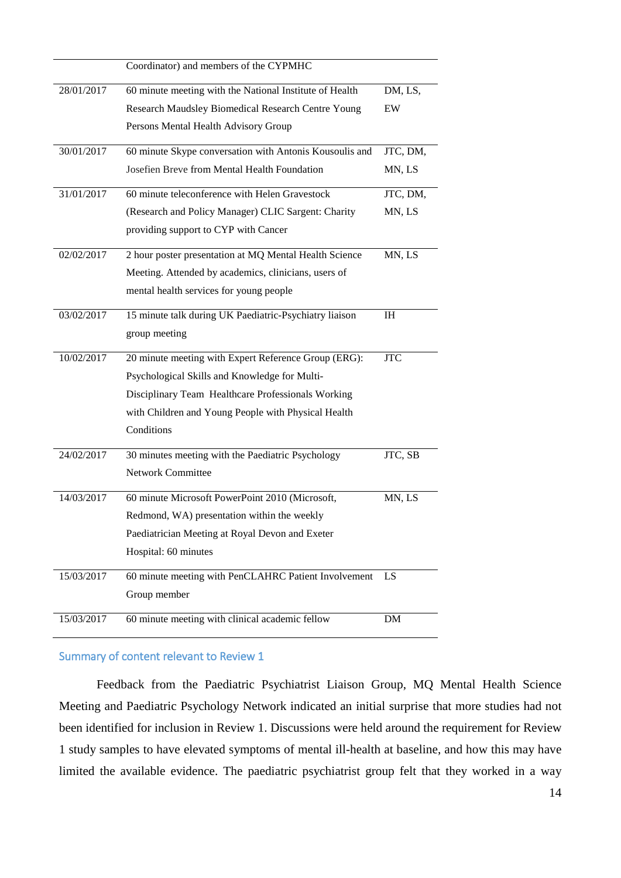|  |  |  |
| --- | --- | --- |
|  | Coordinator) and members of the CYPMHC |  |
| 28/01/2017 | 60 minute meeting with the National Institute of Health Research Maudsley Biomedical Research Centre Young Persons Mental Health Advisory Group | DM, LS, EW |
| 30/01/2017 | 60 minute Skype conversation with Antonis Kousoulis and Josefien Breve from Mental Health Foundation | JTC, DM, MN, LS |
| 31/01/2017 | 60 minute teleconference with Helen Gravestock (Research and Policy Manager) CLIC Sargent: Charity providing support to CYP with Cancer | JTC, DM, MN, LS |
| 02/02/2017 | 2 hour poster presentation at MQ Mental Health Science Meeting. Attended by academics, clinicians, users of mental health services for young people | MN, LS |
| 03/02/2017 | 15 minute talk during UK Paediatric-Psychiatry liaison group meeting | IH |
| 10/02/2017 | 20 minute meeting with Expert Reference Group (ERG): Psychological Skills and Knowledge for Multi-Disciplinary Team Healthcare Professionals Working with Children and Young People with Physical Health Conditions | JTC |
| 24/02/2017 | 30 minutes meeting with the Paediatric Psychology Network Committee | JTC, SB |
| 14/03/2017 | 60 minute Microsoft PowerPoint 2010 (Microsoft, Redmond, WA) presentation within the weekly Paediatrician Meeting at Royal Devon and Exeter Hospital: 60 minutes | MN, LS |
| 15/03/2017 | 60 minute meeting with PenCLAHRC Patient Involvement Group member | LS |
| 15/03/2017 | 60 minute meeting with clinical academic fellow | DM |

### Summary of content relevant to Review 1

Feedback from the Paediatric Psychiatrist Liaison Group, MQ Mental Health Science Meeting and Paediatric Psychology Network indicated an initial surprise that more studies had not been identified for inclusion in Review 1. Discussions were held around the requirement for Review 1 study samples to have elevated symptoms of mental ill-health at baseline, and how this may have limited the available evidence. The paediatric psychiatrist group felt that they worked in a way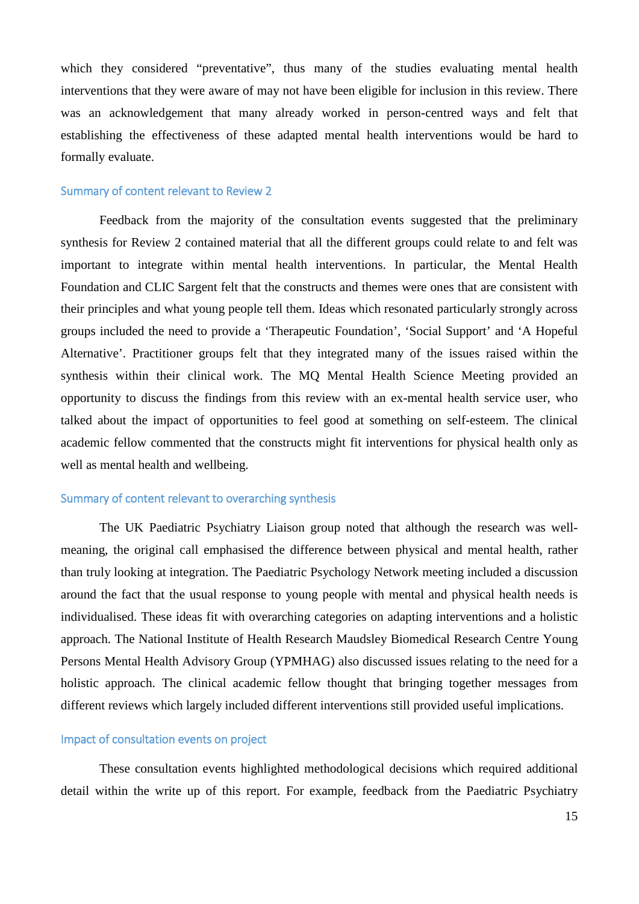which they considered "preventative", thus many of the studies evaluating mental health interventions that they were aware of may not have been eligible for inclusion in this review. There was an acknowledgement that many already worked in person-centred ways and felt that establishing the effectiveness of these adapted mental health interventions would be hard to formally evaluate.

### Summary of content relevant to Review 2

Feedback from the majority of the consultation events suggested that the preliminary synthesis for Review 2 contained material that all the different groups could relate to and felt was important to integrate within mental health interventions. In particular, the Mental Health Foundation and CLIC Sargent felt that the constructs and themes were ones that are consistent with their principles and what young people tell them. Ideas which resonated particularly strongly across groups included the need to provide a 'Therapeutic Foundation', 'Social Support' and 'A Hopeful Alternative'. Practitioner groups felt that they integrated many of the issues raised within the synthesis within their clinical work. The MQ Mental Health Science Meeting provided an opportunity to discuss the findings from this review with an ex-mental health service user, who talked about the impact of opportunities to feel good at something on self-esteem. The clinical academic fellow commented that the constructs might fit interventions for physical health only as well as mental health and wellbeing.

### Summary of content relevant to overarching synthesis

The UK Paediatric Psychiatry Liaison group noted that although the research was well-meaning, the original call emphasised the difference between physical and mental health, rather than truly looking at integration. The Paediatric Psychology Network meeting included a discussion around the fact that the usual response to young people with mental and physical health needs is individualised. These ideas fit with overarching categories on adapting interventions and a holistic approach. The National Institute of Health Research Maudsley Biomedical Research Centre Young Persons Mental Health Advisory Group (YPMHAG) also discussed issues relating to the need for a holistic approach. The clinical academic fellow thought that bringing together messages from different reviews which largely included different interventions still provided useful implications.

### Impact of consultation events on project

These consultation events highlighted methodological decisions which required additional detail within the write up of this report. For example, feedback from the Paediatric Psychiatry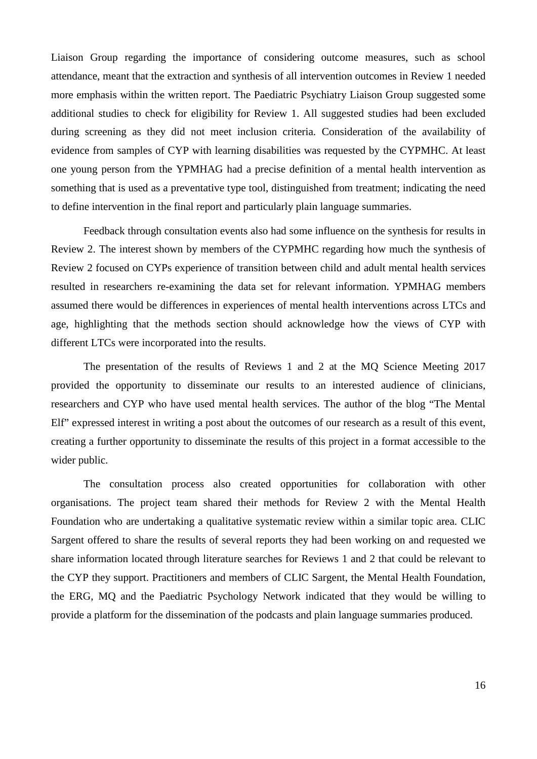Liaison Group regarding the importance of considering outcome measures, such as school attendance, meant that the extraction and synthesis of all intervention outcomes in Review 1 needed more emphasis within the written report. The Paediatric Psychiatry Liaison Group suggested some additional studies to check for eligibility for Review 1. All suggested studies had been excluded during screening as they did not meet inclusion criteria. Consideration of the availability of evidence from samples of CYP with learning disabilities was requested by the CYPMHC. At least one young person from the YPMHAG had a precise definition of a mental health intervention as something that is used as a preventative type tool, distinguished from treatment; indicating the need to define intervention in the final report and particularly plain language summaries.

Feedback through consultation events also had some influence on the synthesis for results in Review 2. The interest shown by members of the CYPMHC regarding how much the synthesis of Review 2 focused on CYPs experience of transition between child and adult mental health services resulted in researchers re-examining the data set for relevant information. YPMHAG members assumed there would be differences in experiences of mental health interventions across LTCs and age, highlighting that the methods section should acknowledge how the views of CYP with different LTCs were incorporated into the results.

The presentation of the results of Reviews 1 and 2 at the MQ Science Meeting 2017 provided the opportunity to disseminate our results to an interested audience of clinicians, researchers and CYP who have used mental health services. The author of the blog "The Mental Elf" expressed interest in writing a post about the outcomes of our research as a result of this event, creating a further opportunity to disseminate the results of this project in a format accessible to the wider public.

The consultation process also created opportunities for collaboration with other organisations. The project team shared their methods for Review 2 with the Mental Health Foundation who are undertaking a qualitative systematic review within a similar topic area. CLIC Sargent offered to share the results of several reports they had been working on and requested we share information located through literature searches for Reviews 1 and 2 that could be relevant to the CYP they support. Practitioners and members of CLIC Sargent, the Mental Health Foundation, the ERG, MQ and the Paediatric Psychology Network indicated that they would be willing to provide a platform for the dissemination of the podcasts and plain language summaries produced.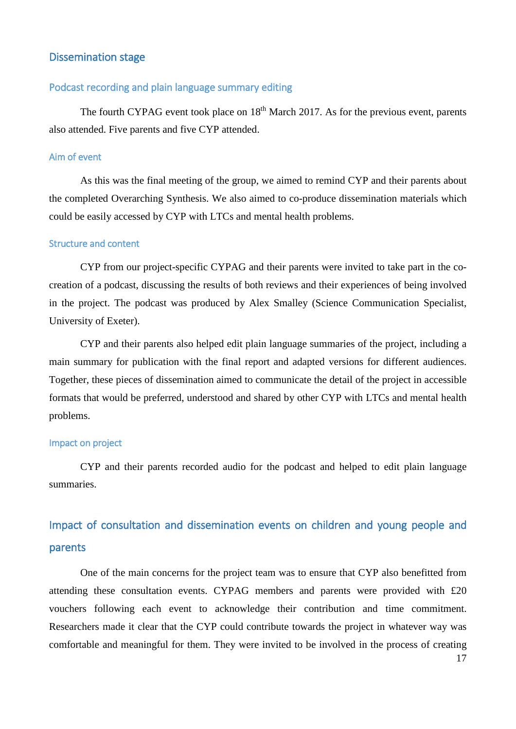## Dissemination stage

### Podcast recording and plain language summary editing

The fourth CYPAG event took place on 18th March 2017. As for the previous event, parents also attended. Five parents and five CYP attended.

#### Aim of event

As this was the final meeting of the group, we aimed to remind CYP and their parents about the completed Overarching Synthesis. We also aimed to co-produce dissemination materials which could be easily accessed by CYP with LTCs and mental health problems.

#### Structure and content

CYP from our project-specific CYPAG and their parents were invited to take part in the co-creation of a podcast, discussing the results of both reviews and their experiences of being involved in the project. The podcast was produced by Alex Smalley (Science Communication Specialist, University of Exeter).

CYP and their parents also helped edit plain language summaries of the project, including a main summary for publication with the final report and adapted versions for different audiences. Together, these pieces of dissemination aimed to communicate the detail of the project in accessible formats that would be preferred, understood and shared by other CYP with LTCs and mental health problems.

#### Impact on project

CYP and their parents recorded audio for the podcast and helped to edit plain language summaries.

## Impact of consultation and dissemination events on children and young people and parents

One of the main concerns for the project team was to ensure that CYP also benefitted from attending these consultation events. CYPAG members and parents were provided with £20 vouchers following each event to acknowledge their contribution and time commitment. Researchers made it clear that the CYP could contribute towards the project in whatever way was comfortable and meaningful for them. They were invited to be involved in the process of creating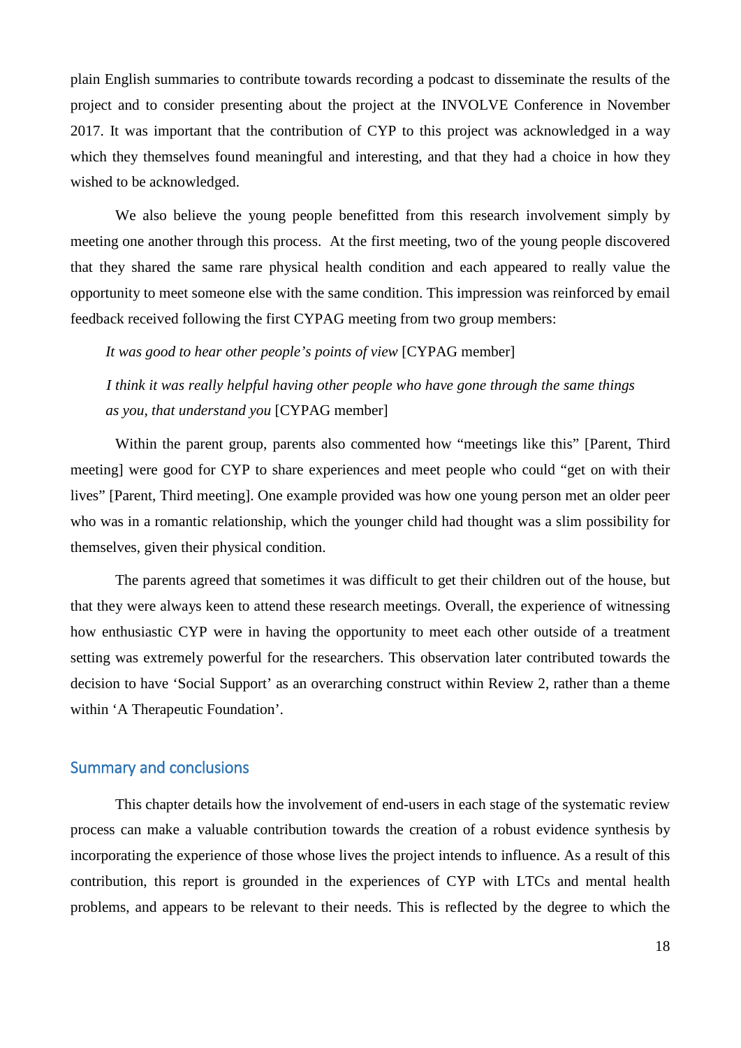plain English summaries to contribute towards recording a podcast to disseminate the results of the project and to consider presenting about the project at the INVOLVE Conference in November 2017. It was important that the contribution of CYP to this project was acknowledged in a way which they themselves found meaningful and interesting, and that they had a choice in how they wished to be acknowledged.

We also believe the young people benefitted from this research involvement simply by meeting one another through this process. At the first meeting, two of the young people discovered that they shared the same rare physical health condition and each appeared to really value the opportunity to meet someone else with the same condition. This impression was reinforced by email feedback received following the first CYPAG meeting from two group members:

> *It was good to hear other people's points of view* [CYPAG member]

> *I think it was really helpful having other people who have gone through the same things as you, that understand you* [CYPAG member]

Within the parent group, parents also commented how "meetings like this" [Parent, Third meeting] were good for CYP to share experiences and meet people who could "get on with their lives" [Parent, Third meeting]. One example provided was how one young person met an older peer who was in a romantic relationship, which the younger child had thought was a slim possibility for themselves, given their physical condition.

The parents agreed that sometimes it was difficult to get their children out of the house, but that they were always keen to attend these research meetings. Overall, the experience of witnessing how enthusiastic CYP were in having the opportunity to meet each other outside of a treatment setting was extremely powerful for the researchers. This observation later contributed towards the decision to have 'Social Support' as an overarching construct within Review 2, rather than a theme within 'A Therapeutic Foundation'.

## Summary and conclusions

This chapter details how the involvement of end-users in each stage of the systematic review process can make a valuable contribution towards the creation of a robust evidence synthesis by incorporating the experience of those whose lives the project intends to influence. As a result of this contribution, this report is grounded in the experiences of CYP with LTCs and mental health problems, and appears to be relevant to their needs. This is reflected by the degree to which the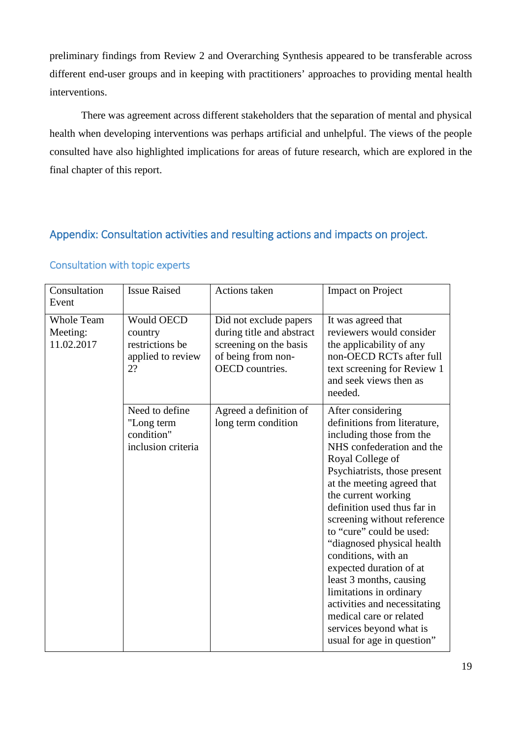preliminary findings from Review 2 and Overarching Synthesis appeared to be transferable across different end-user groups and in keeping with practitioners' approaches to providing mental health interventions.

There was agreement across different stakeholders that the separation of mental and physical health when developing interventions was perhaps artificial and unhelpful. The views of the people consulted have also highlighted implications for areas of future research, which are explored in the final chapter of this report.

## Appendix: Consultation activities and resulting actions and impacts on project.

### Consultation with topic experts

| Consultation Event | Issue Raised | Actions taken | Impact on Project |
|---|---|---|---|
| Whole Team Meeting: 11.02.2017 | Would OECD country restrictions be applied to review 2? | Did not exclude papers during title and abstract screening on the basis of being from non-OECD countries. | It was agreed that reviewers would consider the applicability of any non-OECD RCTs after full text screening for Review 1 and seek views then as needed. |
| | Need to define "Long term condition" inclusion criteria | Agreed a definition of long term condition | After considering definitions from literature, including those from the NHS confederation and the Royal College of Psychiatrists, those present at the meeting agreed that the current working definition used thus far in screening without reference to "cure" could be used: "diagnosed physical health conditions, with an expected duration of at least 3 months, causing limitations in ordinary activities and necessitating medical care or related services beyond what is usual for age in question" |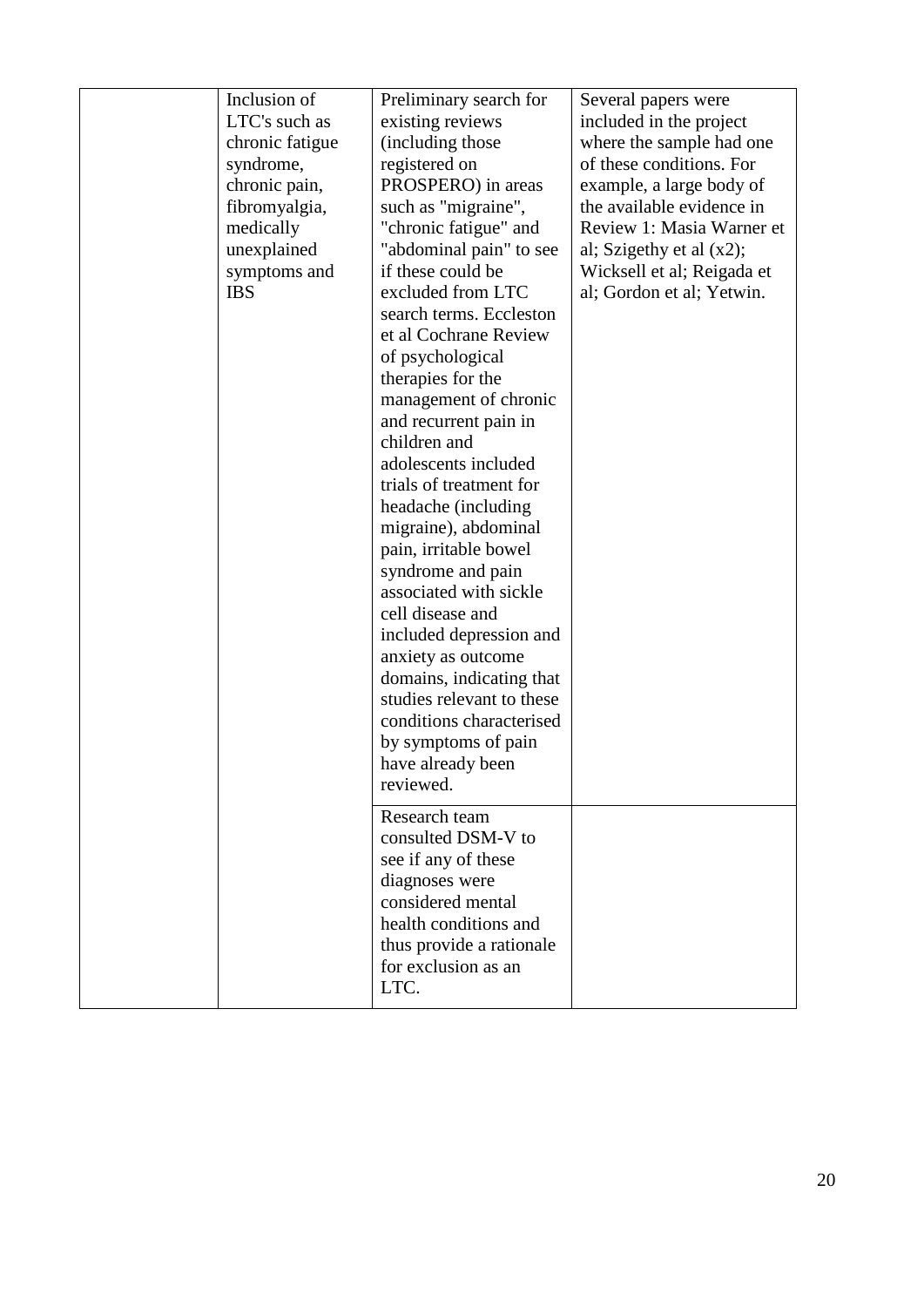|  |  |  |  |
|---|---|---|---|
|  | Inclusion of LTC's such as chronic fatigue syndrome, chronic pain, fibromyalgia, medically unexplained symptoms and IBS | Preliminary search for existing reviews (including those registered on PROSPERO) in areas such as "migraine", "chronic fatigue" and "abdominal pain" to see if these could be excluded from LTC search terms. Eccleston et al Cochrane Review of psychological therapies for the management of chronic and recurrent pain in children and adolescents included trials of treatment for headache (including migraine), abdominal pain, irritable bowel syndrome and pain associated with sickle cell disease and included depression and anxiety as outcome domains, indicating that studies relevant to these conditions characterised by symptoms of pain have already been reviewed. | Several papers were included in the project where the sample had one of these conditions. For example, a large body of the available evidence in Review 1: Masia Warner et al; Szigethy et al (x2); Wicksell et al; Reigada et al; Gordon et al; Yetwin. |
|  |  | Research team consulted DSM-V to see if any of these diagnoses were considered mental health conditions and thus provide a rationale for exclusion as an LTC. |  |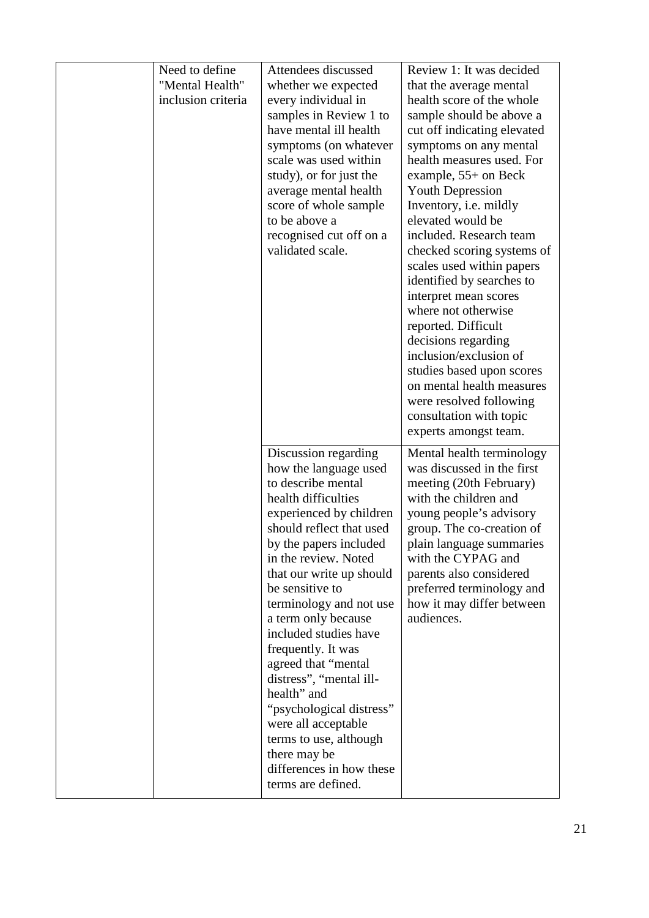| | | | |
|---|---|---|---|
| | Need to define "Mental Health" inclusion criteria | Attendees discussed whether we expected every individual in samples in Review 1 to have mental ill health symptoms (on whatever scale was used within study), or for just the average mental health score of whole sample to be above a recognised cut off on a validated scale. | Review 1: It was decided that the average mental health score of the whole sample should be above a cut off indicating elevated symptoms on any mental health measures used. For example, 55+ on Beck Youth Depression Inventory, i.e. mildly elevated would be included. Research team checked scoring systems of scales used within papers identified by searches to interpret mean scores where not otherwise reported. Difficult decisions regarding inclusion/exclusion of studies based upon scores on mental health measures were resolved following consultation with topic experts amongst team. |
| | | Discussion regarding how the language used to describe mental health difficulties experienced by children should reflect that used by the papers included in the review. Noted that our write up should be sensitive to terminology and not use a term only because included studies have frequently. It was agreed that "mental distress", "mental ill-health" and "psychological distress" were all acceptable terms to use, although there may be differences in how these terms are defined. | Mental health terminology was discussed in the first meeting (20th February) with the children and young people's advisory group. The co-creation of plain language summaries with the CYPAG and parents also considered preferred terminology and how it may differ between audiences. |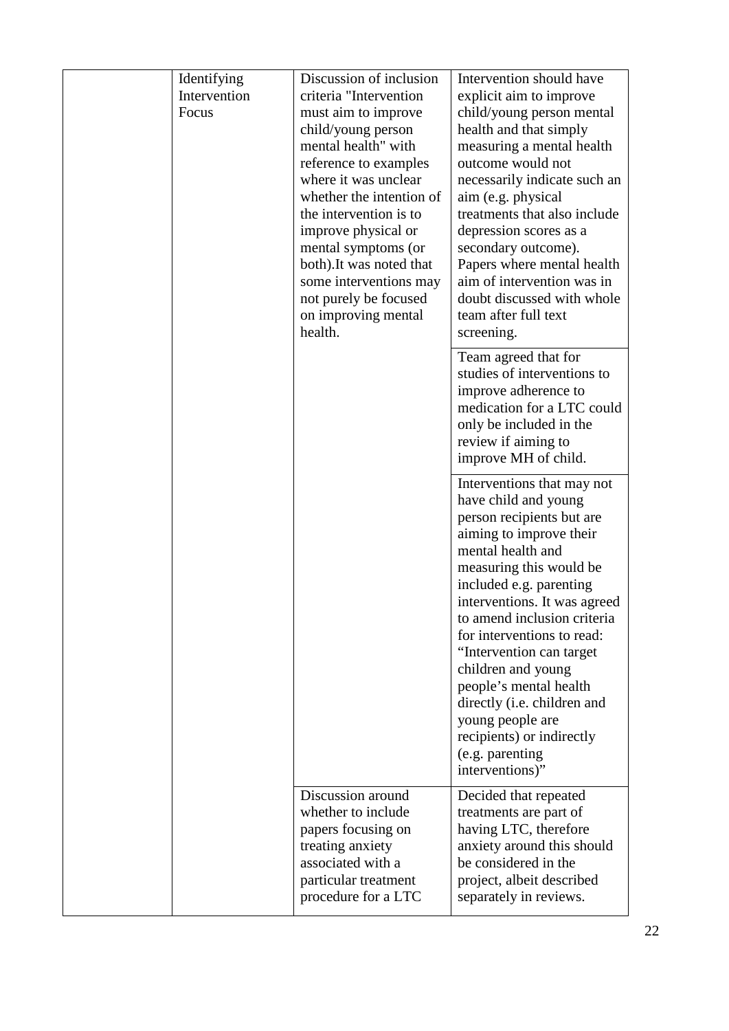| | | | |
|---|---|---|---|
| | Identifying Intervention Focus | Discussion of inclusion criteria "Intervention must aim to improve child/young person mental health" with reference to examples where it was unclear whether the intention of the intervention is to improve physical or mental symptoms (or both).It was noted that some interventions may not purely be focused on improving mental health. | Intervention should have explicit aim to improve child/young person mental health and that simply measuring a mental health outcome would not necessarily indicate such an aim (e.g. physical treatments that also include depression scores as a secondary outcome). Papers where mental health aim of intervention was in doubt discussed with whole team after full text screening. |
| | | | Team agreed that for studies of interventions to improve adherence to medication for a LTC could only be included in the review if aiming to improve MH of child. |
| | | | Interventions that may not have child and young person recipients but are aiming to improve their mental health and measuring this would be included e.g. parenting interventions. It was agreed to amend inclusion criteria for interventions to read: "Intervention can target children and young people's mental health directly (i.e. children and young people are recipients) or indirectly (e.g. parenting interventions)" |
| | | Discussion around whether to include papers focusing on treating anxiety associated with a particular treatment procedure for a LTC | Decided that repeated treatments are part of having LTC, therefore anxiety around this should be considered in the project, albeit described separately in reviews. |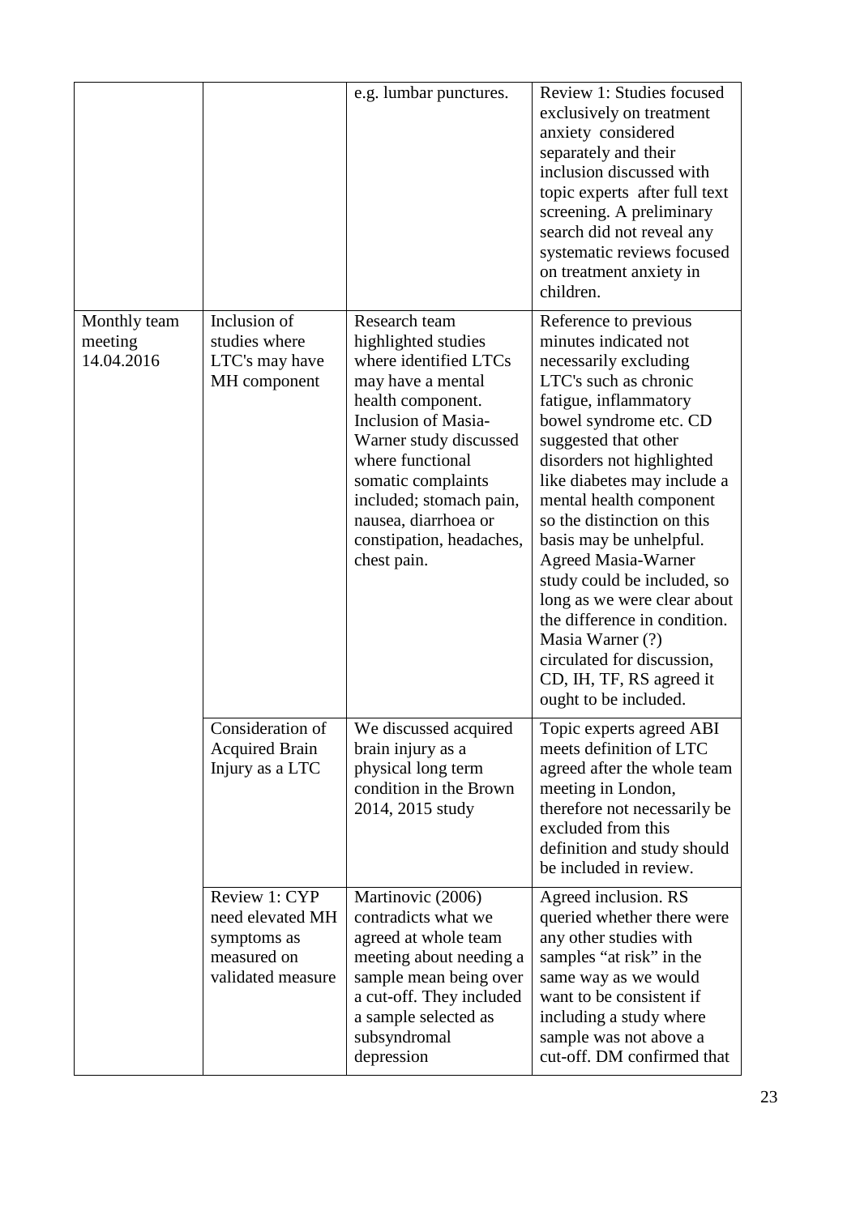| | | | |
|---|---|---|---|
| | | e.g. lumbar punctures. | Review 1: Studies focused exclusively on treatment anxiety considered separately and their inclusion discussed with topic experts after full text screening. A preliminary search did not reveal any systematic reviews focused on treatment anxiety in children. |
| Monthly team meeting 14.04.2016 | Inclusion of studies where LTC's may have MH component | Research team highlighted studies where identified LTCs may have a mental health component. Inclusion of Masia-Warner study discussed where functional somatic complaints included; stomach pain, nausea, diarrhoea or constipation, headaches, chest pain. | Reference to previous minutes indicated not necessarily excluding LTC's such as chronic fatigue, inflammatory bowel syndrome etc. CD suggested that other disorders not highlighted like diabetes may include a mental health component so the distinction on this basis may be unhelpful. Agreed Masia-Warner study could be included, so long as we were clear about the difference in condition. Masia Warner (?) circulated for discussion, CD, IH, TF, RS agreed it ought to be included. |
| | Consideration of Acquired Brain Injury as a LTC | We discussed acquired brain injury as a physical long term condition in the Brown 2014, 2015 study | Topic experts agreed ABI meets definition of LTC agreed after the whole team meeting in London, therefore not necessarily be excluded from this definition and study should be included in review. |
| | Review 1: CYP need elevated MH symptoms as measured on validated measure | Martinovic (2006) contradicts what we agreed at whole team meeting about needing a sample mean being over a cut-off. They included a sample selected as subsyndromal depression | Agreed inclusion. RS queried whether there were any other studies with samples "at risk" in the same way as we would want to be consistent if including a study where sample was not above a cut-off. DM confirmed that |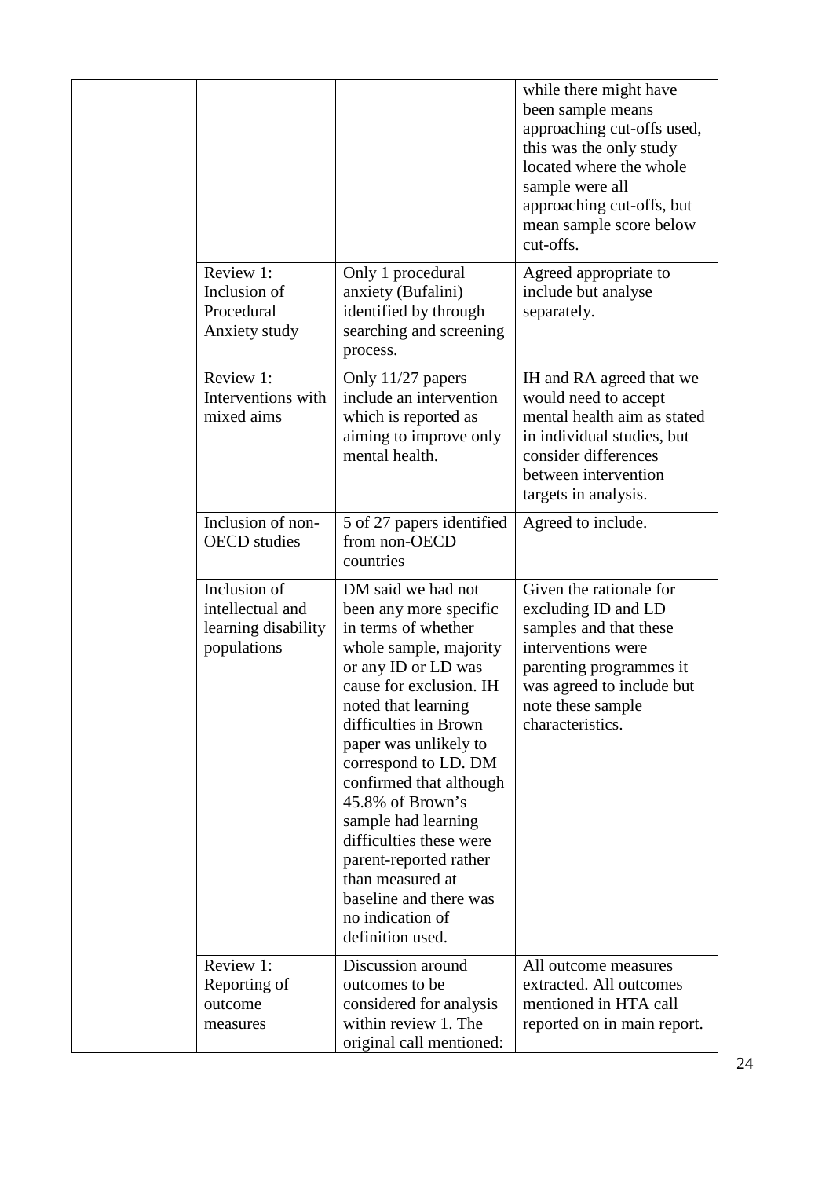| | | | |
|---|---|---|---|
| | | | while there might have been sample means approaching cut-offs used, this was the only study located where the whole sample were all approaching cut-offs, but mean sample score below cut-offs. |
| | Review 1: Inclusion of Procedural Anxiety study | Only 1 procedural anxiety (Bufalini) identified by through searching and screening process. | Agreed appropriate to include but analyse separately. |
| | Review 1: Interventions with mixed aims | Only 11/27 papers include an intervention which is reported as aiming to improve only mental health. | IH and RA agreed that we would need to accept mental health aim as stated in individual studies, but consider differences between intervention targets in analysis. |
| | Inclusion of non-OECD studies | 5 of 27 papers identified from non-OECD countries | Agreed to include. |
| | Inclusion of intellectual and learning disability populations | DM said we had not been any more specific in terms of whether whole sample, majority or any ID or LD was cause for exclusion. IH noted that learning difficulties in Brown paper was unlikely to correspond to LD. DM confirmed that although 45.8% of Brown's sample had learning difficulties these were parent-reported rather than measured at baseline and there was no indication of definition used. | Given the rationale for excluding ID and LD samples and that these interventions were parenting programmes it was agreed to include but note these sample characteristics. |
| | Review 1: Reporting of outcome measures | Discussion around outcomes to be considered for analysis within review 1. The original call mentioned: | All outcome measures extracted. All outcomes mentioned in HTA call reported on in main report. |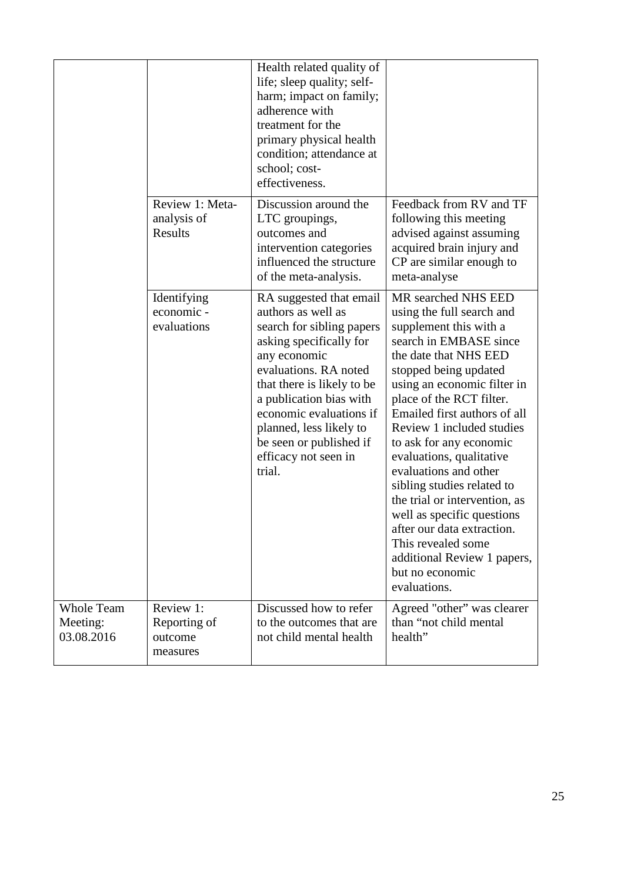| | | | |
|---|---|---|---|
| | | Health related quality of life; sleep quality; self-harm; impact on family; adherence with treatment for the primary physical health condition; attendance at school; cost-effectiveness. | |
| | Review 1: Meta-analysis of Results | Discussion around the LTC groupings, outcomes and intervention categories influenced the structure of the meta-analysis. | Feedback from RV and TF following this meeting advised against assuming acquired brain injury and CP are similar enough to meta-analyse |
| | Identifying economic - evaluations | RA suggested that email authors as well as search for sibling papers asking specifically for any economic evaluations. RA noted that there is likely to be a publication bias with economic evaluations if planned, less likely to be seen or published if efficacy not seen in trial. | MR searched NHS EED using the full search and supplement this with a search in EMBASE since the date that NHS EED stopped being updated using an economic filter in place of the RCT filter. Emailed first authors of all Review 1 included studies to ask for any economic evaluations, qualitative evaluations and other sibling studies related to the trial or intervention, as well as specific questions after our data extraction. This revealed some additional Review 1 papers, but no economic evaluations. |
| Whole Team Meeting: 03.08.2016 | Review 1: Reporting of outcome measures | Discussed how to refer to the outcomes that are not child mental health | Agreed "other" was clearer than "not child mental health" |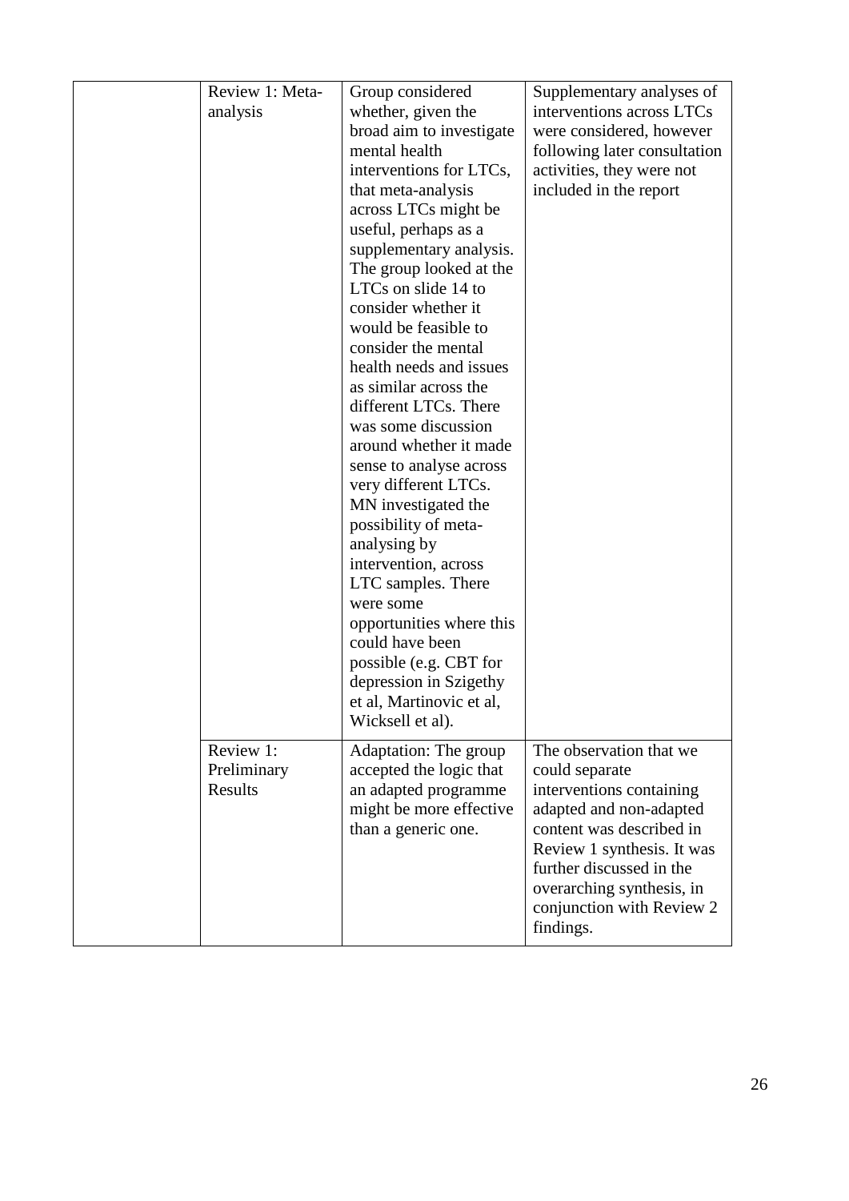| | | | |
|---|---|---|---|
| | Review 1: Meta-analysis | Group considered whether, given the broad aim to investigate mental health interventions for LTCs, that meta-analysis across LTCs might be useful, perhaps as a supplementary analysis. The group looked at the LTCs on slide 14 to consider whether it would be feasible to consider the mental health needs and issues as similar across the different LTCs. There was some discussion around whether it made sense to analyse across very different LTCs. MN investigated the possibility of meta-analysing by intervention, across LTC samples. There were some opportunities where this could have been possible (e.g. CBT for depression in Szigethy et al, Martinovic et al, Wicksell et al). | Supplementary analyses of interventions across LTCs were considered, however following later consultation activities, they were not included in the report |
| | Review 1: Preliminary Results | Adaptation: The group accepted the logic that an adapted programme might be more effective than a generic one. | The observation that we could separate interventions containing adapted and non-adapted content was described in Review 1 synthesis. It was further discussed in the overarching synthesis, in conjunction with Review 2 findings. |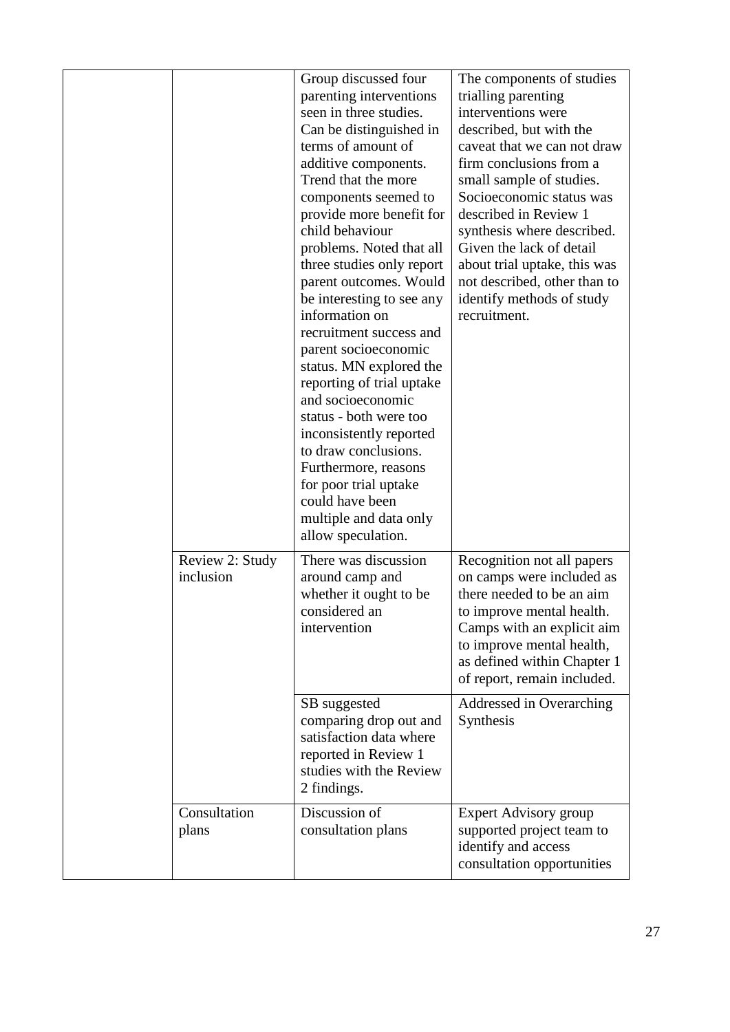|  |  |  |  |
|---|---|---|---|
|  |  | Group discussed four parenting interventions seen in three studies. Can be distinguished in terms of amount of additive components. Trend that the more components seemed to provide more benefit for child behaviour problems. Noted that all three studies only report parent outcomes. Would be interesting to see any information on recruitment success and parent socioeconomic status. MN explored the reporting of trial uptake and socioeconomic status - both were too inconsistently reported to draw conclusions. Furthermore, reasons for poor trial uptake could have been multiple and data only allow speculation. | The components of studies trialling parenting interventions were described, but with the caveat that we can not draw firm conclusions from a small sample of studies. Socioeconomic status was described in Review 1 synthesis where described. Given the lack of detail about trial uptake, this was not described, other than to identify methods of study recruitment. |
|  | Review 2: Study inclusion | There was discussion around camp and whether it ought to be considered an intervention | Recognition not all papers on camps were included as there needed to be an aim to improve mental health. Camps with an explicit aim to improve mental health, as defined within Chapter 1 of report, remain included. |
|  |  | SB suggested comparing drop out and satisfaction data where reported in Review 1 studies with the Review 2 findings. | Addressed in Overarching Synthesis |
|  | Consultation plans | Discussion of consultation plans | Expert Advisory group supported project team to identify and access consultation opportunities |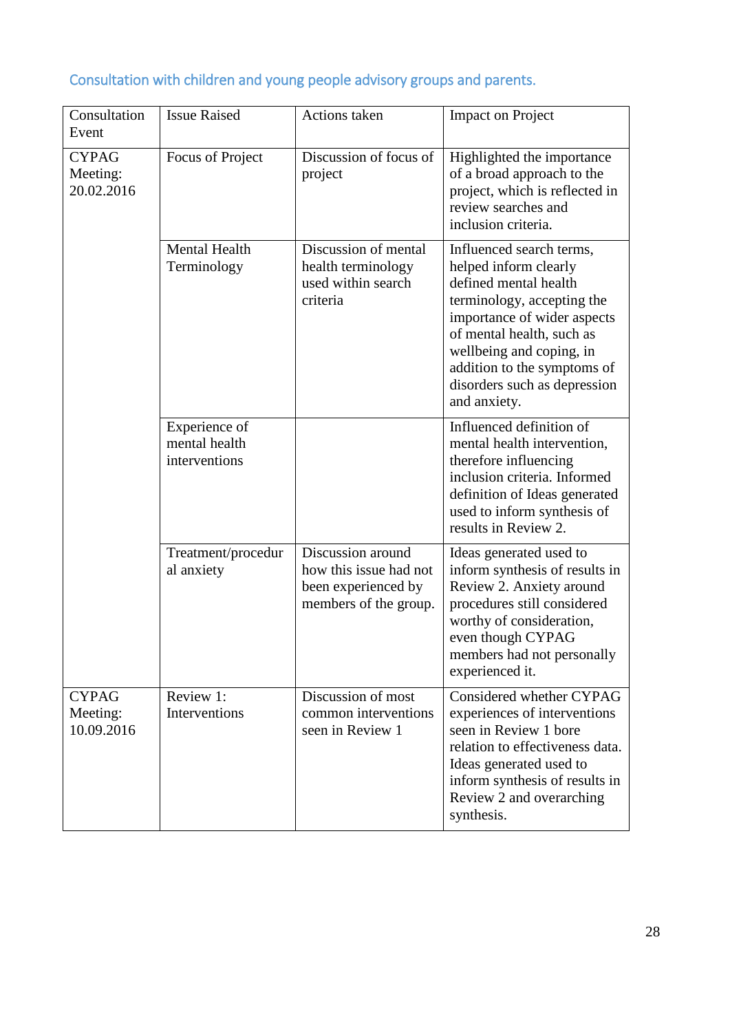## Consultation with children and young people advisory groups and parents.

| Consultation Event | Issue Raised | Actions taken | Impact on Project |
|---|---|---|---|
| CYPAG Meeting: 20.02.2016 | Focus of Project | Discussion of focus of project | Highlighted the importance of a broad approach to the project, which is reflected in review searches and inclusion criteria. |
| | Mental Health Terminology | Discussion of mental health terminology used within search criteria | Influenced search terms, helped inform clearly defined mental health terminology, accepting the importance of wider aspects of mental health, such as wellbeing and coping, in addition to the symptoms of disorders such as depression and anxiety. |
| | Experience of mental health interventions | | Influenced definition of mental health intervention, therefore influencing inclusion criteria. Informed definition of Ideas generated used to inform synthesis of results in Review 2. |
| | Treatment/procedural anxiety | Discussion around how this issue had not been experienced by members of the group. | Ideas generated used to inform synthesis of results in Review 2. Anxiety around procedures still considered worthy of consideration, even though CYPAG members had not personally experienced it. |
| CYPAG Meeting: 10.09.2016 | Review 1: Interventions | Discussion of most common interventions seen in Review 1 | Considered whether CYPAG experiences of interventions seen in Review 1 bore relation to effectiveness data. Ideas generated used to inform synthesis of results in Review 2 and overarching synthesis. |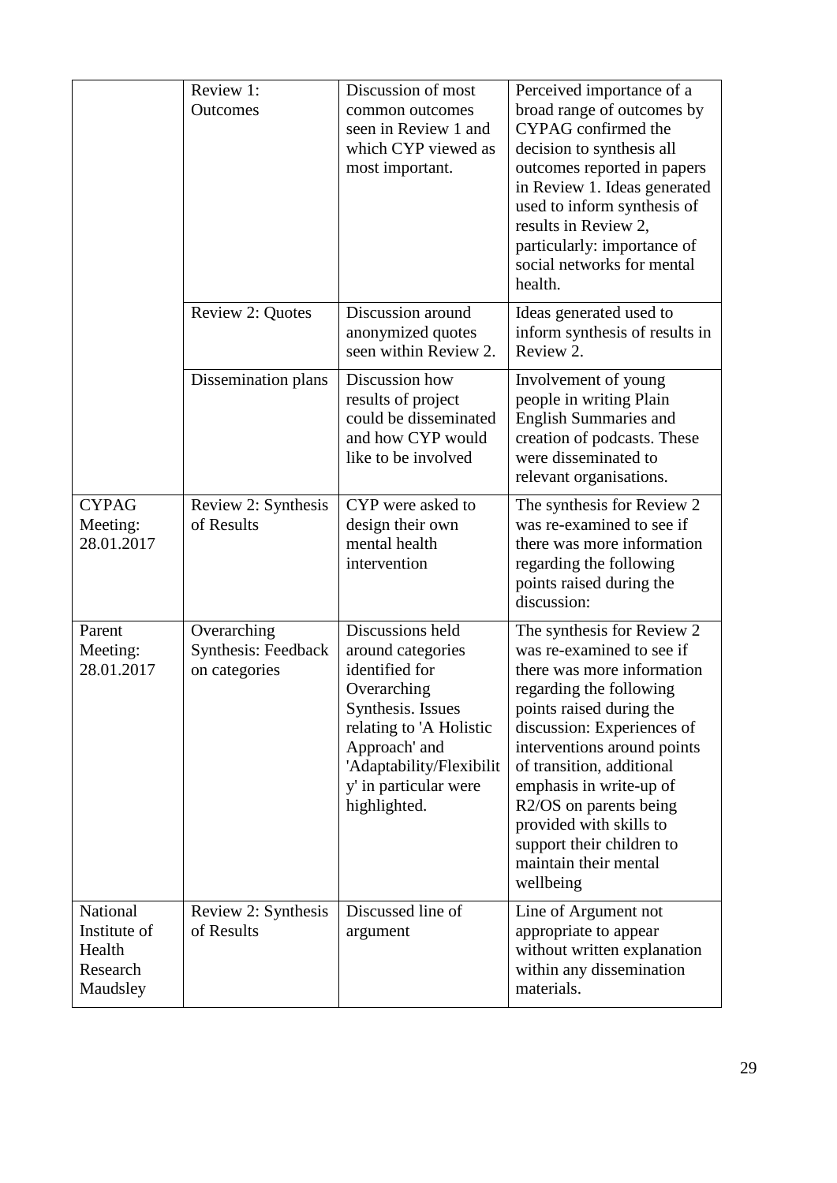| | | | |
|---|---|---|---|
| | Review 1: Outcomes | Discussion of most common outcomes seen in Review 1 and which CYP viewed as most important. | Perceived importance of a broad range of outcomes by CYPAG confirmed the decision to synthesis all outcomes reported in papers in Review 1. Ideas generated used to inform synthesis of results in Review 2, particularly: importance of social networks for mental health. |
| | Review 2: Quotes | Discussion around anonymized quotes seen within Review 2. | Ideas generated used to inform synthesis of results in Review 2. |
| | Dissemination plans | Discussion how results of project could be disseminated and how CYP would like to be involved | Involvement of young people in writing Plain English Summaries and creation of podcasts. These were disseminated to relevant organisations. |
| CYPAG Meeting: 28.01.2017 | Review 2: Synthesis of Results | CYP were asked to design their own mental health intervention | The synthesis for Review 2 was re-examined to see if there was more information regarding the following points raised during the discussion: |
| Parent Meeting: 28.01.2017 | Overarching Synthesis: Feedback on categories | Discussions held around categories identified for Overarching Synthesis. Issues relating to 'A Holistic Approach' and 'Adaptability/Flexibility' in particular were highlighted. | The synthesis for Review 2 was re-examined to see if there was more information regarding the following points raised during the discussion: Experiences of interventions around points of transition, additional emphasis in write-up of R2/OS on parents being provided with skills to support their children to maintain their mental wellbeing |
| National Institute of Health Research Maudsley | Review 2: Synthesis of Results | Discussed line of argument | Line of Argument not appropriate to appear without written explanation within any dissemination materials. |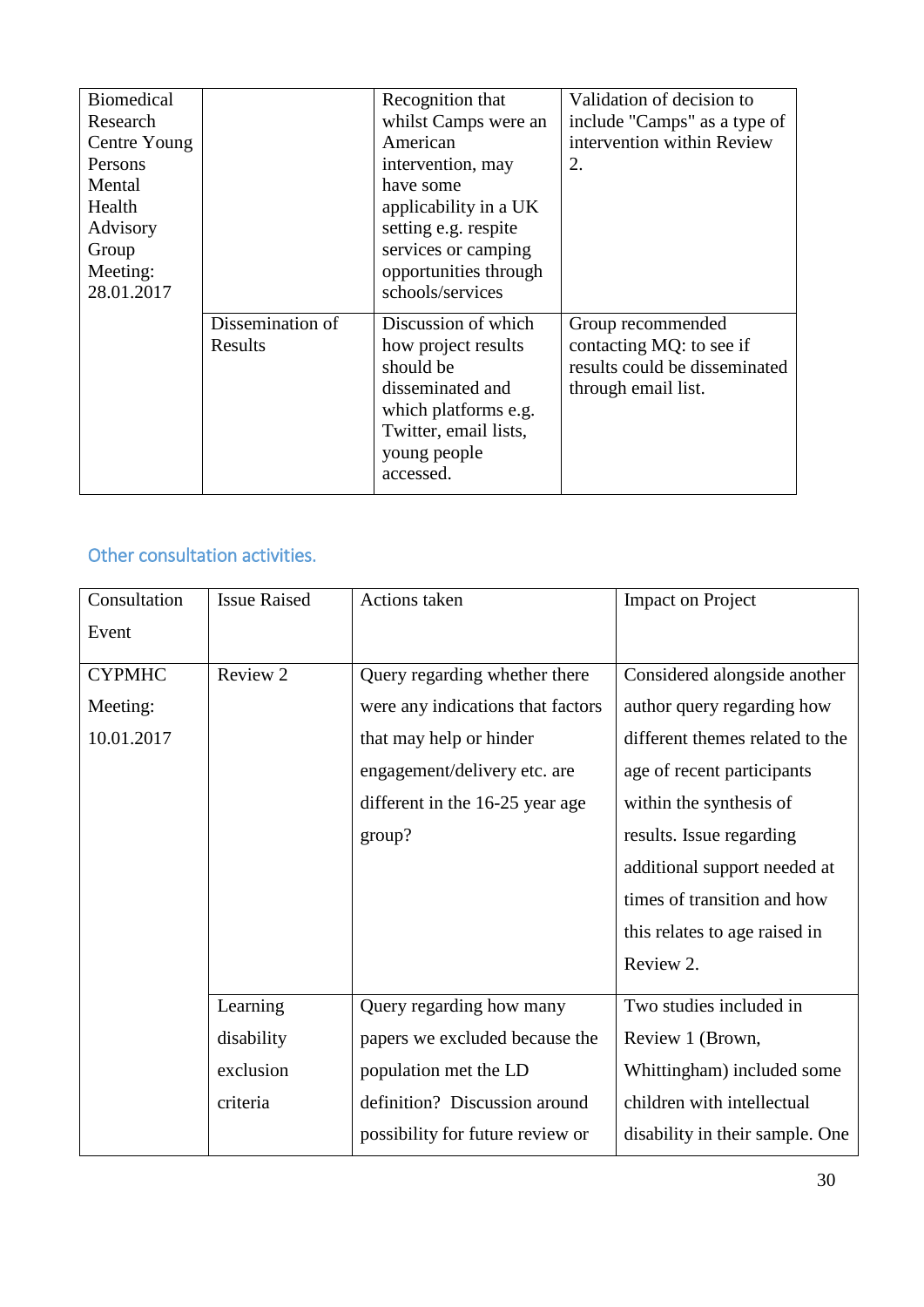| | | | |
|---|---|---|---|
| Biomedical Research Centre Young Persons Mental Health Advisory Group Meeting: 28.01.2017 | | Recognition that whilst Camps were an American intervention, may have some applicability in a UK setting e.g. respite services or camping opportunities through schools/services | Validation of decision to include "Camps" as a type of intervention within Review 2. |
| | Dissemination of Results | Discussion of which how project results should be disseminated and which platforms e.g. Twitter, email lists, young people accessed. | Group recommended contacting MQ: to see if results could be disseminated through email list. |

## Other consultation activities.

| Consultation Event | Issue Raised | Actions taken | Impact on Project |
|---|---|---|---|
| CYPMHC Meeting: 10.01.2017 | Review 2 | Query regarding whether there were any indications that factors that may help or hinder engagement/delivery etc. are different in the 16-25 year age group? | Considered alongside another author query regarding how different themes related to the age of recent participants within the synthesis of results. Issue regarding additional support needed at times of transition and how this relates to age raised in Review 2. |
| | Learning disability exclusion criteria | Query regarding how many papers we excluded because the population met the LD definition? Discussion around possibility for future review or | Two studies included in Review 1 (Brown, Whittingham) included some children with intellectual disability in their sample. One |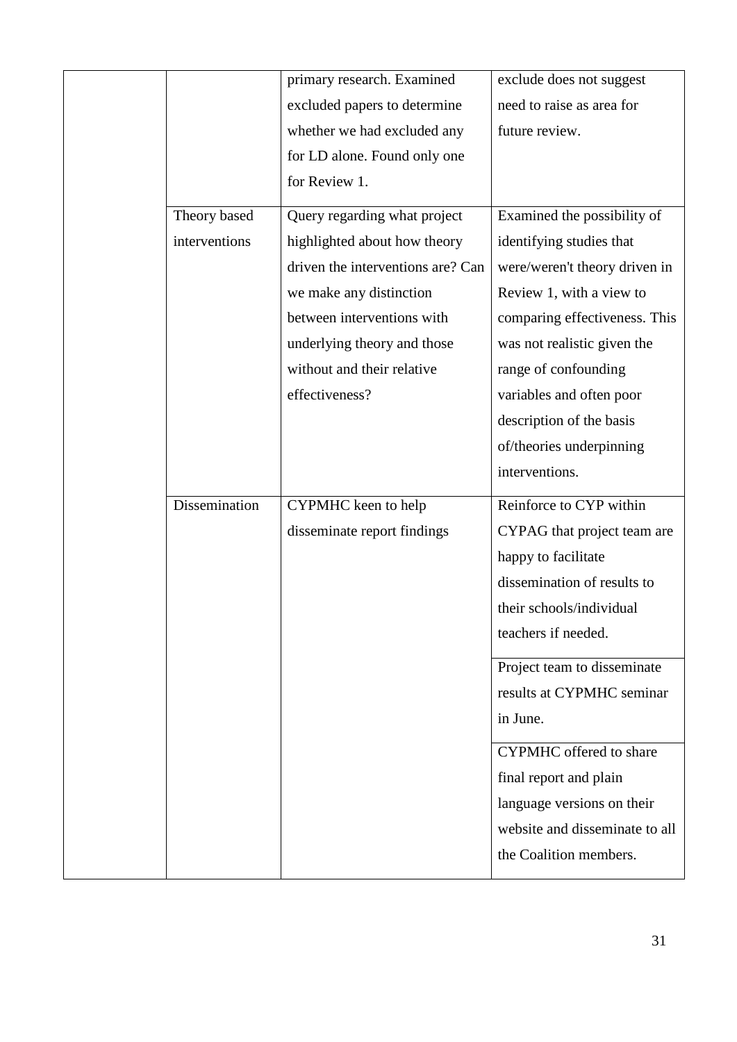| | | | |
|---|---|---|---|
| | | primary research. Examined excluded papers to determine whether we had excluded any for LD alone. Found only one for Review 1. | exclude does not suggest need to raise as area for future review. |
| | Theory based interventions | Query regarding what project highlighted about how theory driven the interventions are? Can we make any distinction between interventions with underlying theory and those without and their relative effectiveness? | Examined the possibility of identifying studies that were/weren't theory driven in Review 1, with a view to comparing effectiveness. This was not realistic given the range of confounding variables and often poor description of the basis of/theories underpinning interventions. |
| | Dissemination | CYPMHC keen to help disseminate report findings | Reinforce to CYP within CYPAG that project team are happy to facilitate dissemination of results to their schools/individual teachers if needed. |
| | | | Project team to disseminate results at CYPMHC seminar in June. |
| | | | CYPMHC offered to share final report and plain language versions on their website and disseminate to all the Coalition members. |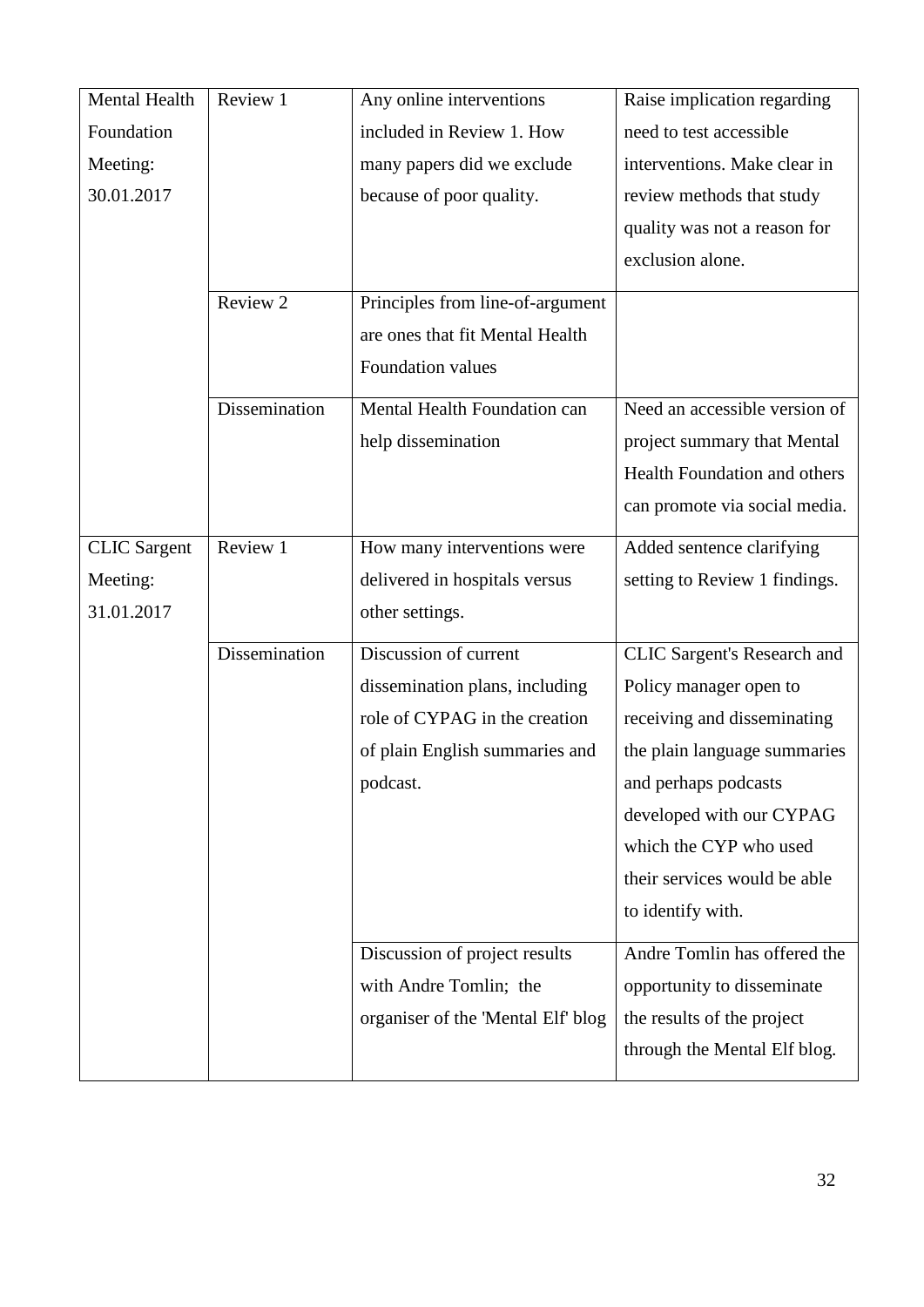| | | | |
|---|---|---|---|
| Mental Health Foundation Meeting: 30.01.2017 | Review 1 | Any online interventions included in Review 1. How many papers did we exclude because of poor quality. | Raise implication regarding need to test accessible interventions. Make clear in review methods that study quality was not a reason for exclusion alone. |
| | Review 2 | Principles from line-of-argument are ones that fit Mental Health Foundation values | |
| | Dissemination | Mental Health Foundation can help dissemination | Need an accessible version of project summary that Mental Health Foundation and others can promote via social media. |
| CLIC Sargent Meeting: 31.01.2017 | Review 1 | How many interventions were delivered in hospitals versus other settings. | Added sentence clarifying setting to Review 1 findings. |
| | Dissemination | Discussion of current dissemination plans, including role of CYPAG in the creation of plain English summaries and podcast. | CLIC Sargent's Research and Policy manager open to receiving and disseminating the plain language summaries and perhaps podcasts developed with our CYPAG which the CYP who used their services would be able to identify with. |
| | | Discussion of project results with Andre Tomlin; the organiser of the 'Mental Elf' blog | Andre Tomlin has offered the opportunity to disseminate the results of the project through the Mental Elf blog. |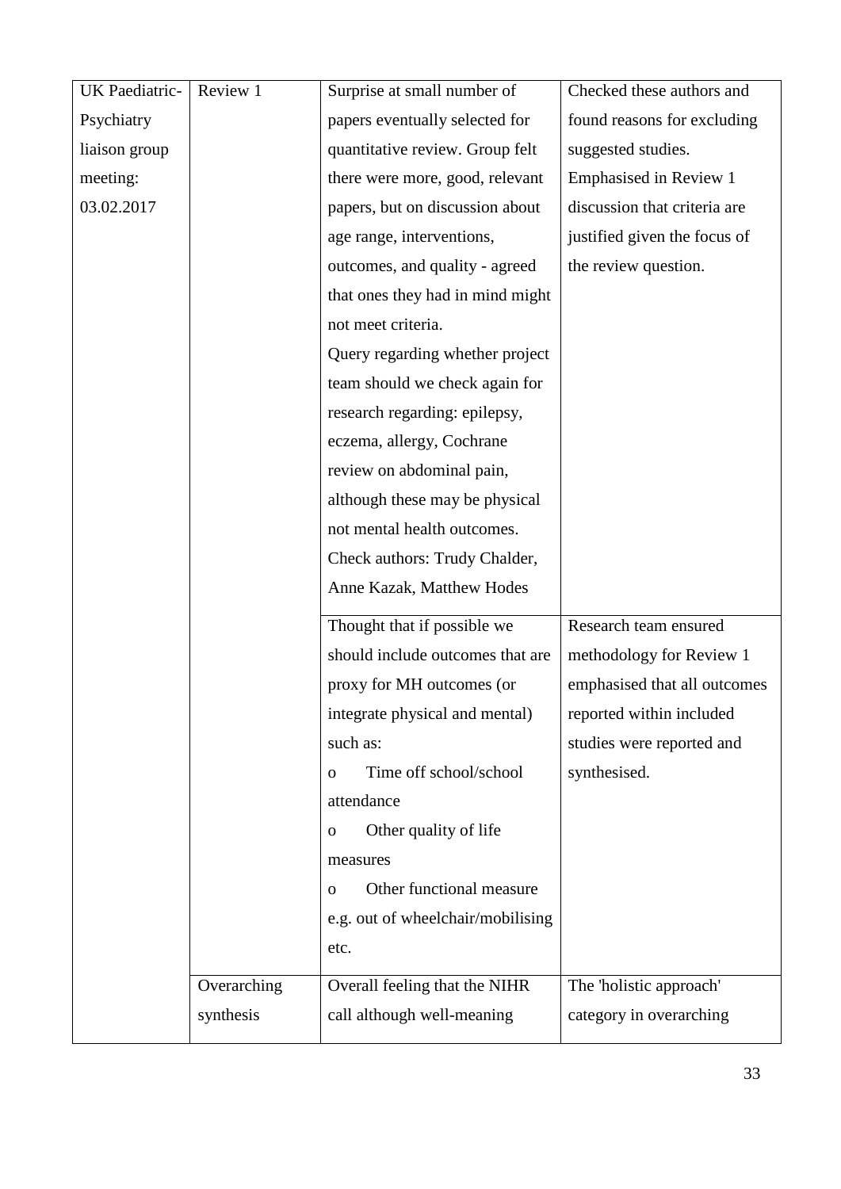| | | | |
|---|---|---|---|
| UK Paediatric-Psychiatry liaison group meeting: 03.02.2017 | Review 1 | Surprise at small number of papers eventually selected for quantitative review. Group felt there were more, good, relevant papers, but on discussion about age range, interventions, outcomes, and quality - agreed that ones they had in mind might not meet criteria.<br>Query regarding whether project team should we check again for research regarding: epilepsy, eczema, allergy, Cochrane review on abdominal pain, although these may be physical not mental health outcomes.<br>Check authors: Trudy Chalder, Anne Kazak, Matthew Hodes | Checked these authors and found reasons for excluding suggested studies.<br>Emphasised in Review 1 discussion that criteria are justified given the focus of the review question. |
| | | Thought that if possible we should include outcomes that are proxy for MH outcomes (or integrate physical and mental) such as:<br>o Time off school/school attendance<br>o Other quality of life measures<br>o Other functional measure e.g. out of wheelchair/mobilising etc. | Research team ensured methodology for Review 1 emphasised that all outcomes reported within included studies were reported and synthesised. |
| | Overarching synthesis | Overall feeling that the NIHR call although well-meaning | The 'holistic approach' category in overarching |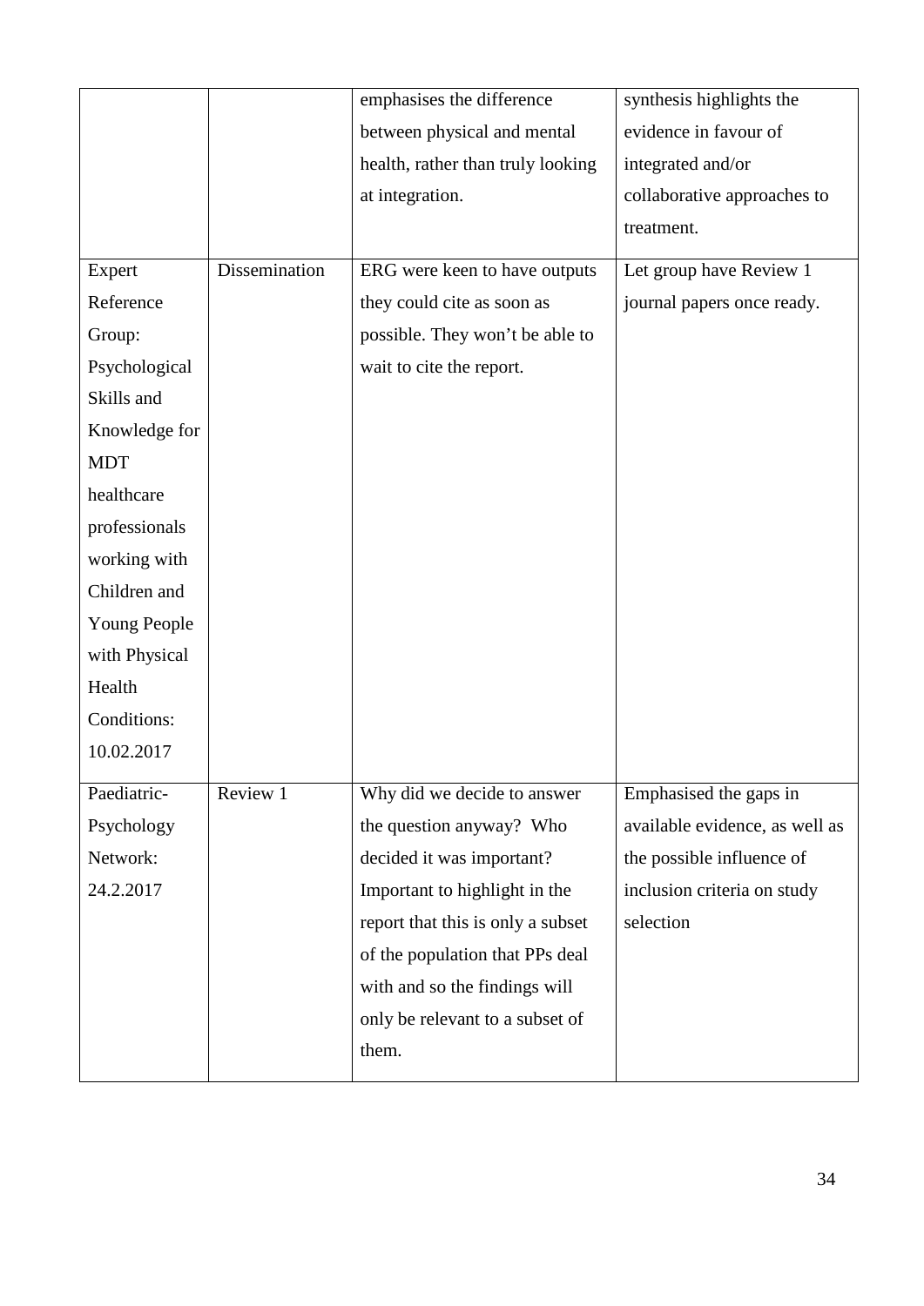| | | | |
|---|---|---|---|
| | | emphasises the difference between physical and mental health, rather than truly looking at integration. | synthesis highlights the evidence in favour of integrated and/or collaborative approaches to treatment. |
| Expert Reference Group: Psychological Skills and Knowledge for MDT healthcare professionals working with Children and Young People with Physical Health Conditions: 10.02.2017 | Dissemination | ERG were keen to have outputs they could cite as soon as possible. They won't be able to wait to cite the report. | Let group have Review 1 journal papers once ready. |
| Paediatric-Psychology Network: 24.2.2017 | Review 1 | Why did we decide to answer the question anyway? Who decided it was important? Important to highlight in the report that this is only a subset of the population that PPs deal with and so the findings will only be relevant to a subset of them. | Emphasised the gaps in available evidence, as well as the possible influence of inclusion criteria on study selection |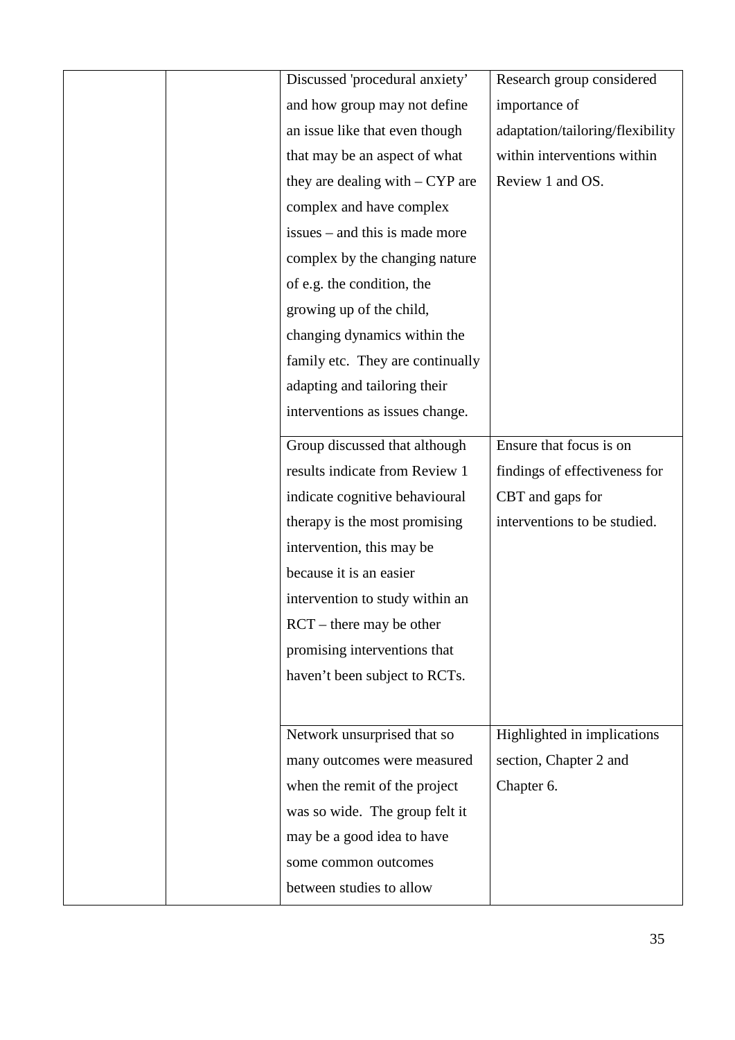| | | | |
|---|---|---|---|
| | | Discussed 'procedural anxiety' and how group may not define an issue like that even though that may be an aspect of what they are dealing with – CYP are complex and have complex issues – and this is made more complex by the changing nature of e.g. the condition, the growing up of the child, changing dynamics within the family etc. They are continually adapting and tailoring their interventions as issues change. | Research group considered importance of adaptation/tailoring/flexibility within interventions within Review 1 and OS. |
| | | Group discussed that although results indicate from Review 1 indicate cognitive behavioural therapy is the most promising intervention, this may be because it is an easier intervention to study within an RCT – there may be other promising interventions that haven't been subject to RCTs. | Ensure that focus is on findings of effectiveness for CBT and gaps for interventions to be studied. |
| | | Network unsurprised that so many outcomes were measured when the remit of the project was so wide. The group felt it may be a good idea to have some common outcomes between studies to allow | Highlighted in implications section, Chapter 2 and Chapter 6. |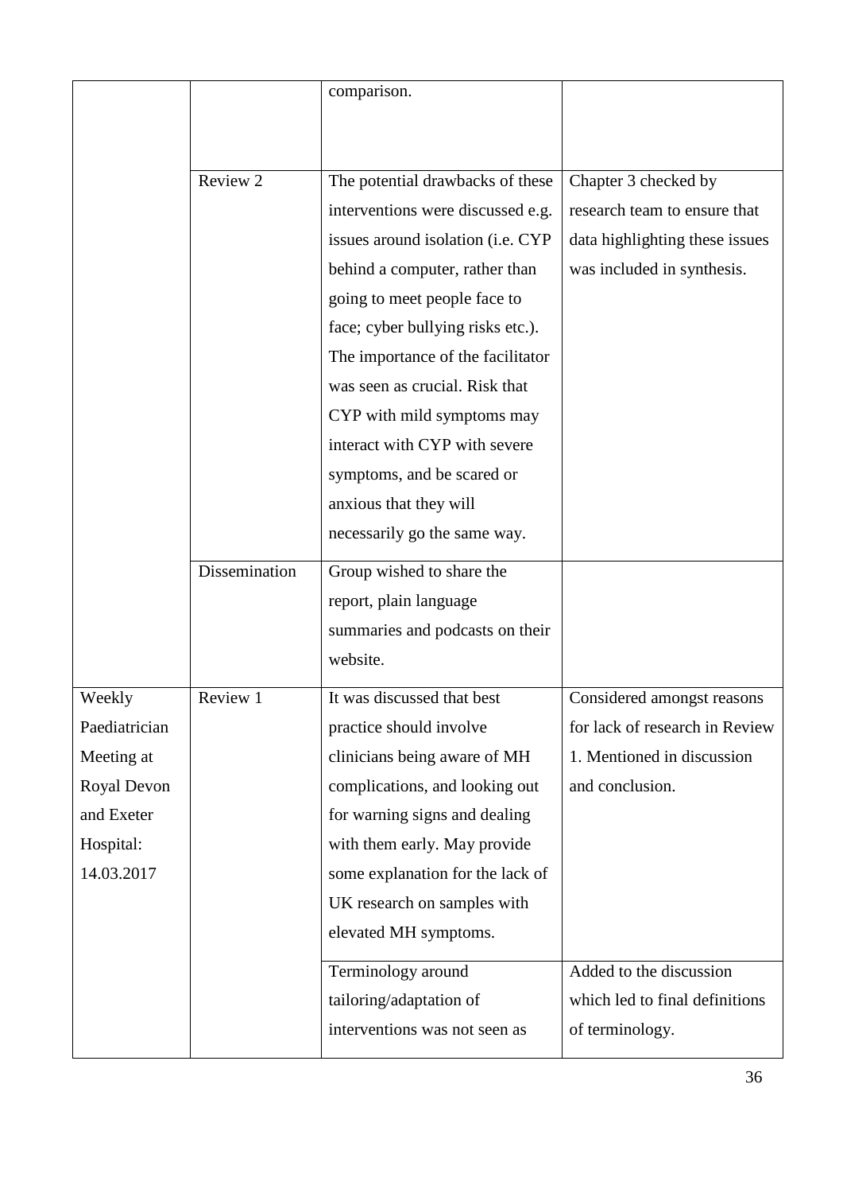| | | comparison. | |
|---|---|---|---|
| | Review 2 | The potential drawbacks of these interventions were discussed e.g. issues around isolation (i.e. CYP behind a computer, rather than going to meet people face to face; cyber bullying risks etc.). The importance of the facilitator was seen as crucial. Risk that CYP with mild symptoms may interact with CYP with severe symptoms, and be scared or anxious that they will necessarily go the same way. | Chapter 3 checked by research team to ensure that data highlighting these issues was included in synthesis. |
| | Dissemination | Group wished to share the report, plain language summaries and podcasts on their website. | |
| Weekly Paediatrician Meeting at Royal Devon and Exeter Hospital: 14.03.2017 | Review 1 | It was discussed that best practice should involve clinicians being aware of MH complications, and looking out for warning signs and dealing with them early. May provide some explanation for the lack of UK research on samples with elevated MH symptoms. | Considered amongst reasons for lack of research in Review 1. Mentioned in discussion and conclusion. |
| | | Terminology around tailoring/adaptation of interventions was not seen as | Added to the discussion which led to final definitions of terminology. |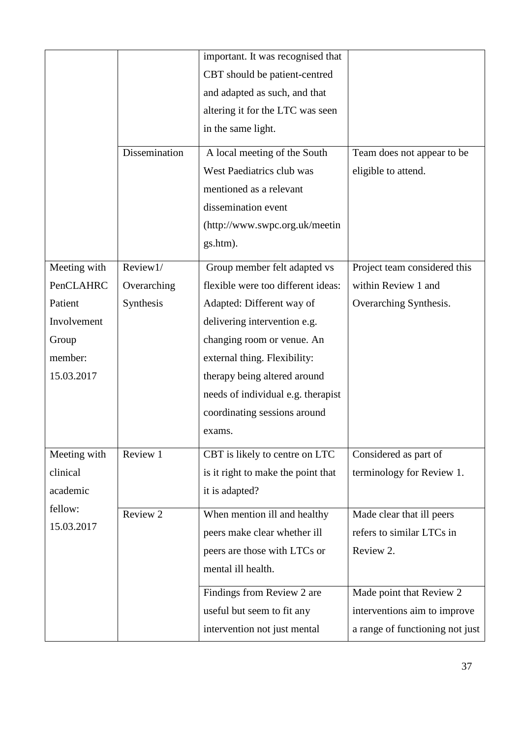| | | important. It was recognised that CBT should be patient-centred and adapted as such, and that altering it for the LTC was seen in the same light. | |
|---|---|---|---|
| | Dissemination | A local meeting of the South West Paediatrics club was mentioned as a relevant dissemination event (http://www.swpc.org.uk/meetings.htm). | Team does not appear to be eligible to attend. |
| Meeting with PenCLAHRC Patient Involvement Group member: 15.03.2017 | Review1/ Overarching Synthesis | Group member felt adapted vs flexible were too different ideas: Adapted: Different way of delivering intervention e.g. changing room or venue. An external thing. Flexibility: therapy being altered around needs of individual e.g. therapist coordinating sessions around exams. | Project team considered this within Review 1 and Overarching Synthesis. |
| Meeting with clinical academic fellow: 15.03.2017 | Review 1 | CBT is likely to centre on LTC is it right to make the point that it is adapted? | Considered as part of terminology for Review 1. |
| | Review 2 | When mention ill and healthy peers make clear whether ill peers are those with LTCs or mental ill health. | Made clear that ill peers refers to similar LTCs in Review 2. |
| | | Findings from Review 2 are useful but seem to fit any intervention not just mental | Made point that Review 2 interventions aim to improve a range of functioning not just |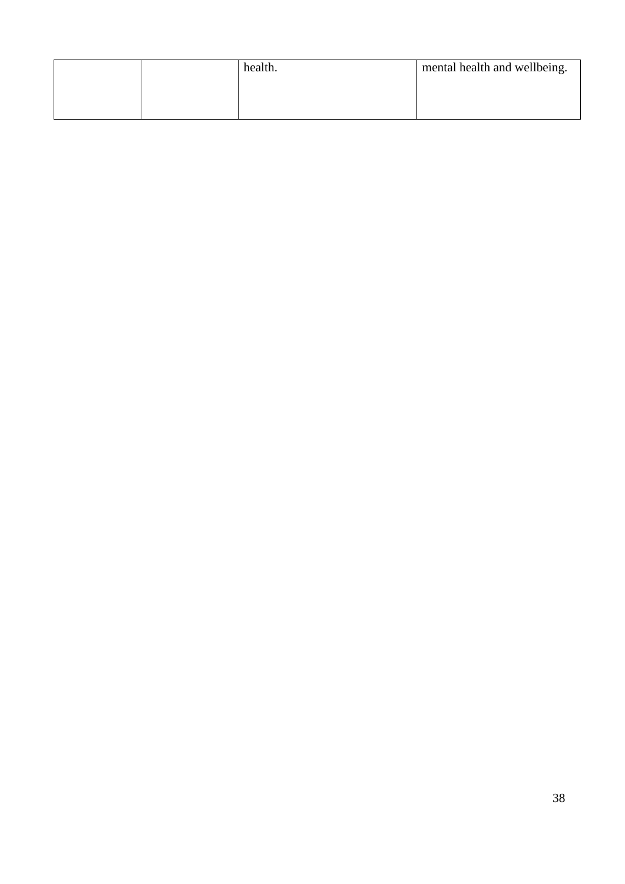| | | | |
|---|---|---|---|
| | | health. | mental health and wellbeing. |